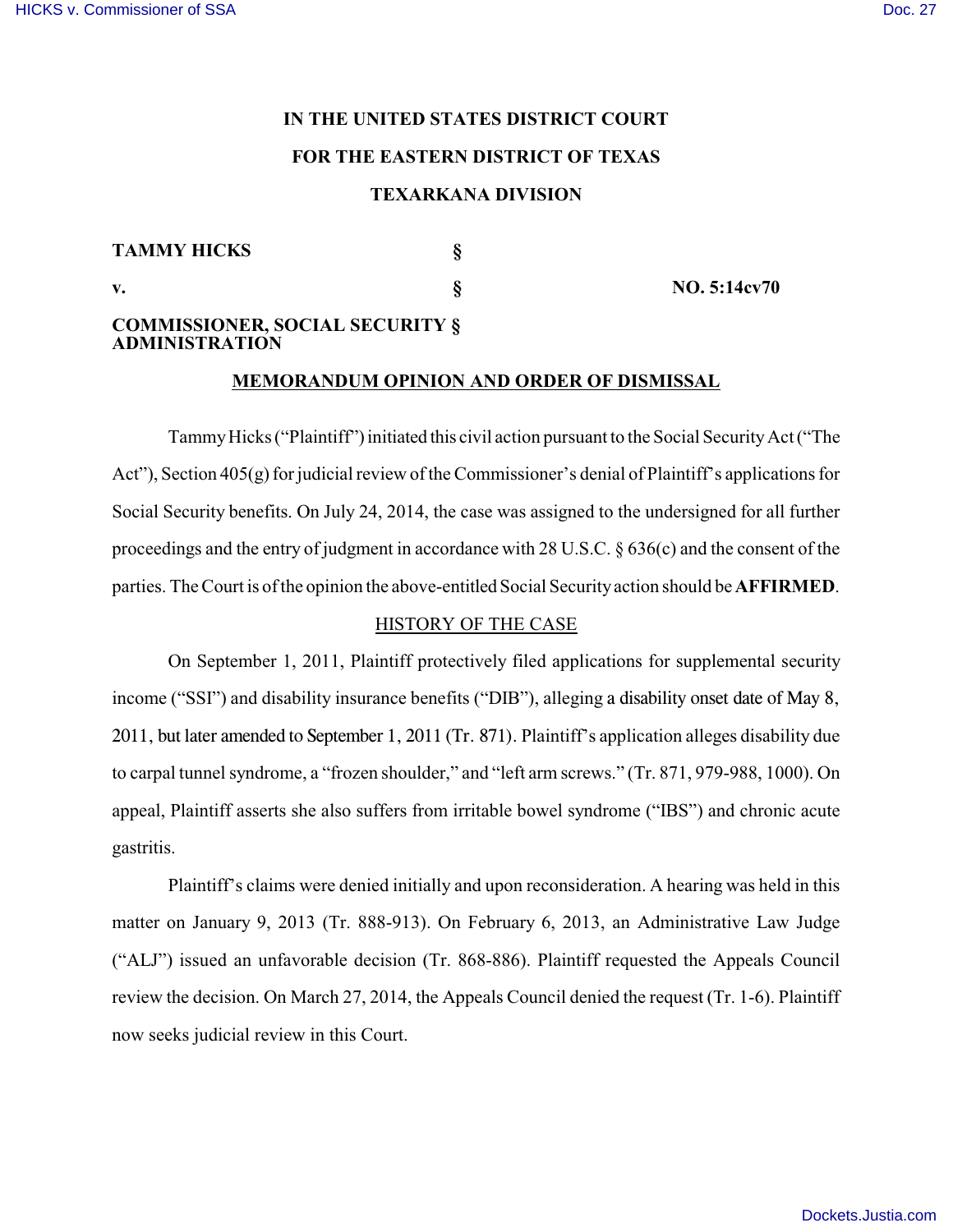**IN THE UNITED STATES DISTRICT COURT**

**FOR THE EASTERN DISTRICT OF TEXAS**

**TEXARKANA DIVISION**

| | | |
|---|---|---|
| **TAMMY HICKS** | **§** | |
| **v.** | **§** | **NO. 5:14cv70** |
| **COMMISSIONER, SOCIAL SECURITY ADMINISTRATION** | **§** | |

## MEMORANDUM OPINION AND ORDER OF DISMISSAL

Tammy Hicks ("Plaintiff") initiated this civil action pursuant to the Social Security Act ("The Act"), Section 405(g) for judicial review of the Commissioner's denial of Plaintiff's applications for Social Security benefits. On July 24, 2014, the case was assigned to the undersigned for all further proceedings and the entry of judgment in accordance with 28 U.S.C. § 636(c) and the consent of the parties. The Court is of the opinion the above-entitled Social Security action should be **AFFIRMED**.

### HISTORY OF THE CASE

On September 1, 2011, Plaintiff protectively filed applications for supplemental security income ("SSI") and disability insurance benefits ("DIB"), alleging a disability onset date of May 8, 2011, but later amended to September 1, 2011 (Tr. 871). Plaintiff's application alleges disability due to carpal tunnel syndrome, a "frozen shoulder," and "left arm screws." (Tr. 871, 979-988, 1000). On appeal, Plaintiff asserts she also suffers from irritable bowel syndrome ("IBS") and chronic acute gastritis.

Plaintiff's claims were denied initially and upon reconsideration. A hearing was held in this matter on January 9, 2013 (Tr. 888-913). On February 6, 2013, an Administrative Law Judge ("ALJ") issued an unfavorable decision (Tr. 868-886). Plaintiff requested the Appeals Council review the decision. On March 27, 2014, the Appeals Council denied the request (Tr. 1-6). Plaintiff now seeks judicial review in this Court.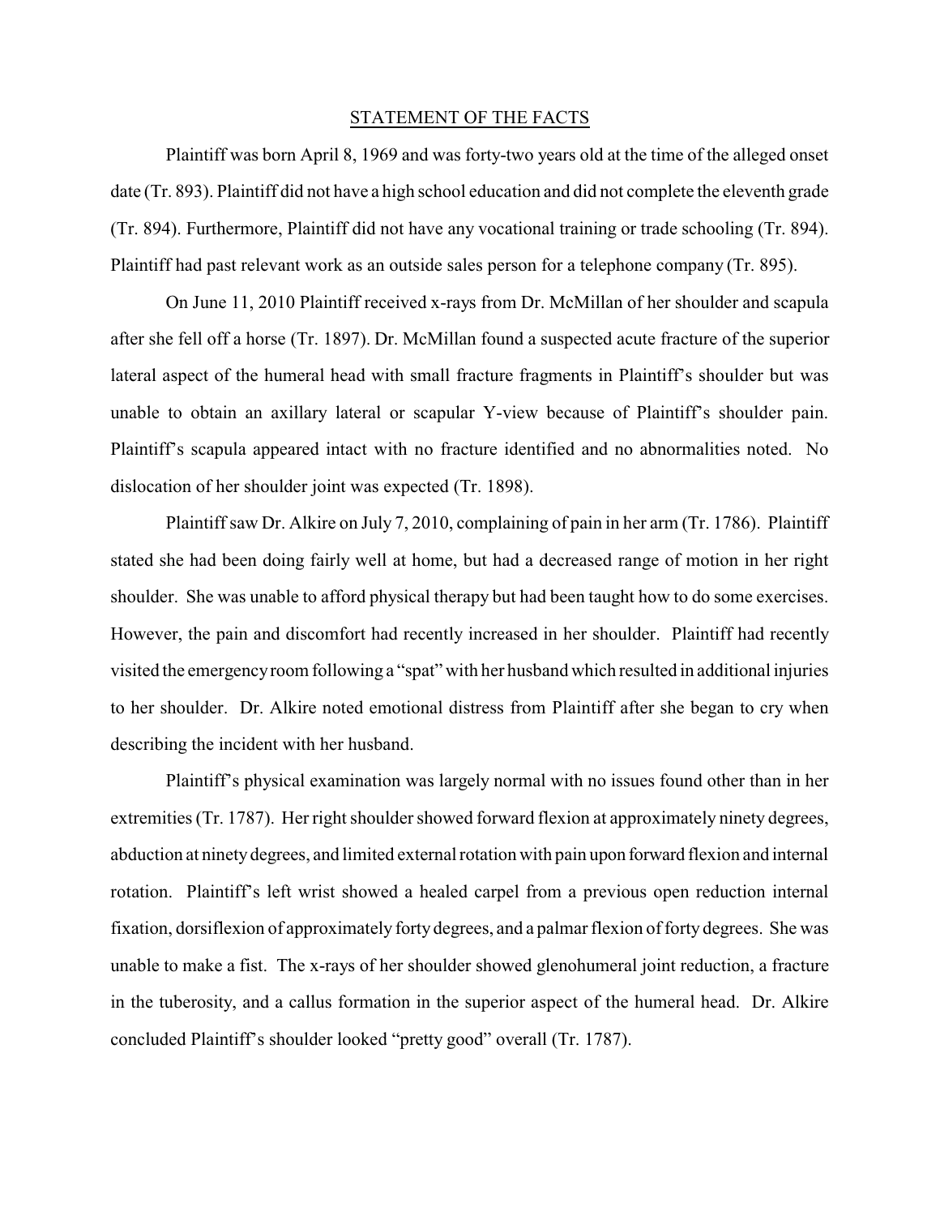## STATEMENT OF THE FACTS

Plaintiff was born April 8, 1969 and was forty-two years old at the time of the alleged onset date (Tr. 893). Plaintiff did not have a high school education and did not complete the eleventh grade (Tr. 894). Furthermore, Plaintiff did not have any vocational training or trade schooling (Tr. 894). Plaintiff had past relevant work as an outside sales person for a telephone company (Tr. 895).

On June 11, 2010 Plaintiff received x-rays from Dr. McMillan of her shoulder and scapula after she fell off a horse (Tr. 1897). Dr. McMillan found a suspected acute fracture of the superior lateral aspect of the humeral head with small fracture fragments in Plaintiff's shoulder but was unable to obtain an axillary lateral or scapular Y-view because of Plaintiff's shoulder pain. Plaintiff's scapula appeared intact with no fracture identified and no abnormalities noted. No dislocation of her shoulder joint was expected (Tr. 1898).

Plaintiff saw Dr. Alkire on July 7, 2010, complaining of pain in her arm (Tr. 1786). Plaintiff stated she had been doing fairly well at home, but had a decreased range of motion in her right shoulder. She was unable to afford physical therapy but had been taught how to do some exercises. However, the pain and discomfort had recently increased in her shoulder. Plaintiff had recently visited the emergency room following a "spat" with her husband which resulted in additional injuries to her shoulder. Dr. Alkire noted emotional distress from Plaintiff after she began to cry when describing the incident with her husband.

Plaintiff's physical examination was largely normal with no issues found other than in her extremities (Tr. 1787). Her right shoulder showed forward flexion at approximately ninety degrees, abduction at ninety degrees, and limited external rotation with pain upon forward flexion and internal rotation. Plaintiff's left wrist showed a healed carpel from a previous open reduction internal fixation, dorsiflexion of approximately forty degrees, and a palmar flexion of forty degrees. She was unable to make a fist. The x-rays of her shoulder showed glenohumeral joint reduction, a fracture in the tuberosity, and a callus formation in the superior aspect of the humeral head. Dr. Alkire concluded Plaintiff's shoulder looked "pretty good" overall (Tr. 1787).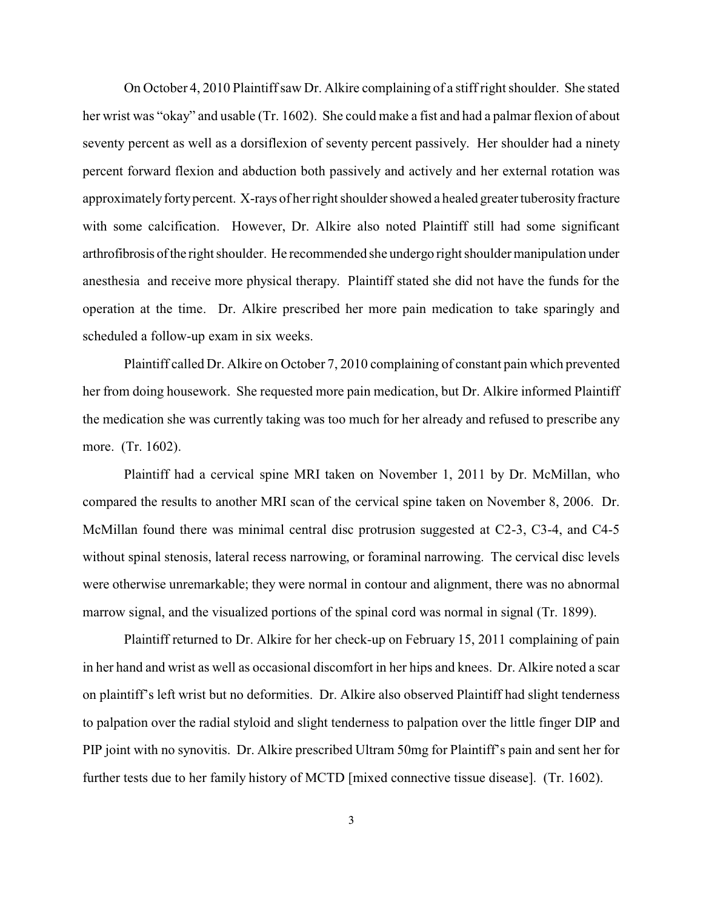On October 4, 2010 Plaintiff saw Dr. Alkire complaining of a stiff right shoulder. She stated her wrist was "okay" and usable (Tr. 1602). She could make a fist and had a palmar flexion of about seventy percent as well as a dorsiflexion of seventy percent passively. Her shoulder had a ninety percent forward flexion and abduction both passively and actively and her external rotation was approximately forty percent. X-rays of her right shoulder showed a healed greater tuberosity fracture with some calcification. However, Dr. Alkire also noted Plaintiff still had some significant arthrofibrosis of the right shoulder. He recommended she undergo right shoulder manipulation under anesthesia and receive more physical therapy. Plaintiff stated she did not have the funds for the operation at the time. Dr. Alkire prescribed her more pain medication to take sparingly and scheduled a follow-up exam in six weeks.

Plaintiff called Dr. Alkire on October 7, 2010 complaining of constant pain which prevented her from doing housework. She requested more pain medication, but Dr. Alkire informed Plaintiff the medication she was currently taking was too much for her already and refused to prescribe any more. (Tr. 1602).

Plaintiff had a cervical spine MRI taken on November 1, 2011 by Dr. McMillan, who compared the results to another MRI scan of the cervical spine taken on November 8, 2006. Dr. McMillan found there was minimal central disc protrusion suggested at C2-3, C3-4, and C4-5 without spinal stenosis, lateral recess narrowing, or foraminal narrowing. The cervical disc levels were otherwise unremarkable; they were normal in contour and alignment, there was no abnormal marrow signal, and the visualized portions of the spinal cord was normal in signal (Tr. 1899).

Plaintiff returned to Dr. Alkire for her check-up on February 15, 2011 complaining of pain in her hand and wrist as well as occasional discomfort in her hips and knees. Dr. Alkire noted a scar on plaintiff's left wrist but no deformities. Dr. Alkire also observed Plaintiff had slight tenderness to palpation over the radial styloid and slight tenderness to palpation over the little finger DIP and PIP joint with no synovitis. Dr. Alkire prescribed Ultram 50mg for Plaintiff's pain and sent her for further tests due to her family history of MCTD [mixed connective tissue disease]. (Tr. 1602).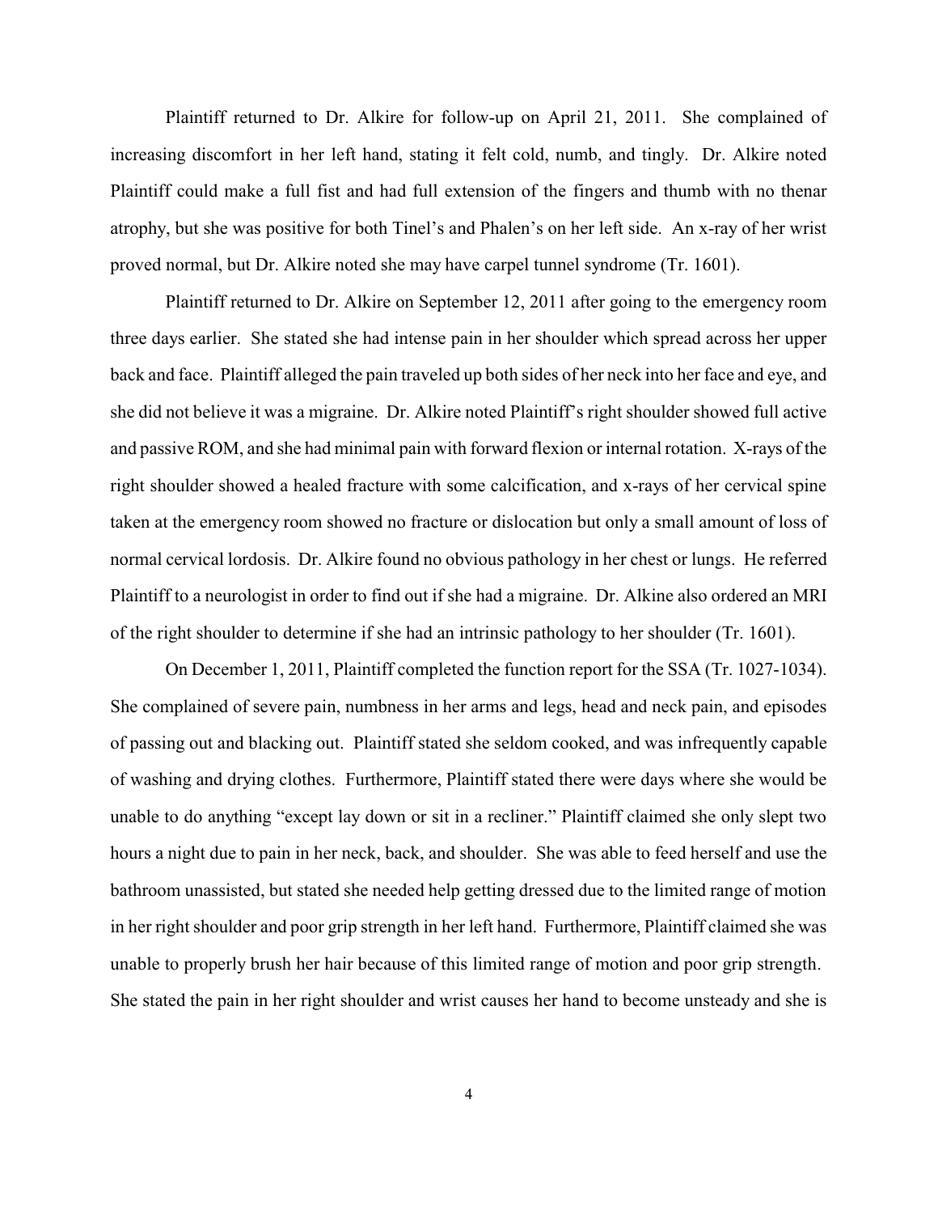Plaintiff returned to Dr. Alkire for follow-up on April 21, 2011. She complained of increasing discomfort in her left hand, stating it felt cold, numb, and tingly. Dr. Alkire noted Plaintiff could make a full fist and had full extension of the fingers and thumb with no thenar atrophy, but she was positive for both Tinel's and Phalen's on her left side. An x-ray of her wrist proved normal, but Dr. Alkire noted she may have carpel tunnel syndrome (Tr. 1601).

Plaintiff returned to Dr. Alkire on September 12, 2011 after going to the emergency room three days earlier. She stated she had intense pain in her shoulder which spread across her upper back and face. Plaintiff alleged the pain traveled up both sides of her neck into her face and eye, and she did not believe it was a migraine. Dr. Alkire noted Plaintiff's right shoulder showed full active and passive ROM, and she had minimal pain with forward flexion or internal rotation. X-rays of the right shoulder showed a healed fracture with some calcification, and x-rays of her cervical spine taken at the emergency room showed no fracture or dislocation but only a small amount of loss of normal cervical lordosis. Dr. Alkire found no obvious pathology in her chest or lungs. He referred Plaintiff to a neurologist in order to find out if she had a migraine. Dr. Alkine also ordered an MRI of the right shoulder to determine if she had an intrinsic pathology to her shoulder (Tr. 1601).

On December 1, 2011, Plaintiff completed the function report for the SSA (Tr. 1027-1034). She complained of severe pain, numbness in her arms and legs, head and neck pain, and episodes of passing out and blacking out. Plaintiff stated she seldom cooked, and was infrequently capable of washing and drying clothes. Furthermore, Plaintiff stated there were days where she would be unable to do anything "except lay down or sit in a recliner." Plaintiff claimed she only slept two hours a night due to pain in her neck, back, and shoulder. She was able to feed herself and use the bathroom unassisted, but stated she needed help getting dressed due to the limited range of motion in her right shoulder and poor grip strength in her left hand. Furthermore, Plaintiff claimed she was unable to properly brush her hair because of this limited range of motion and poor grip strength. She stated the pain in her right shoulder and wrist causes her hand to become unsteady and she is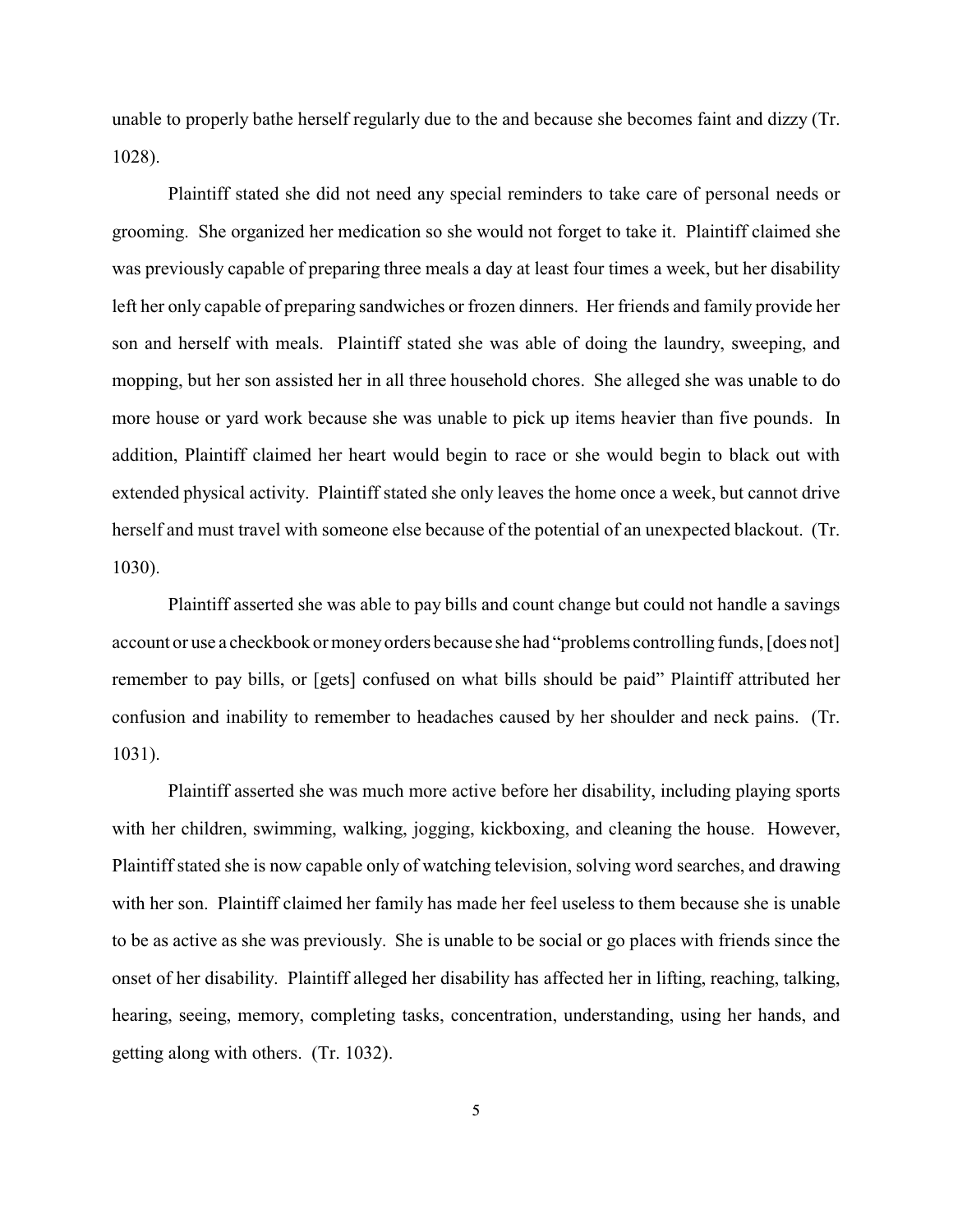unable to properly bathe herself regularly due to the and because she becomes faint and dizzy (Tr. 1028).

Plaintiff stated she did not need any special reminders to take care of personal needs or grooming. She organized her medication so she would not forget to take it. Plaintiff claimed she was previously capable of preparing three meals a day at least four times a week, but her disability left her only capable of preparing sandwiches or frozen dinners. Her friends and family provide her son and herself with meals. Plaintiff stated she was able of doing the laundry, sweeping, and mopping, but her son assisted her in all three household chores. She alleged she was unable to do more house or yard work because she was unable to pick up items heavier than five pounds. In addition, Plaintiff claimed her heart would begin to race or she would begin to black out with extended physical activity. Plaintiff stated she only leaves the home once a week, but cannot drive herself and must travel with someone else because of the potential of an unexpected blackout. (Tr. 1030).

Plaintiff asserted she was able to pay bills and count change but could not handle a savings account or use a checkbook or money orders because she had "problems controlling funds, [does not] remember to pay bills, or [gets] confused on what bills should be paid" Plaintiff attributed her confusion and inability to remember to headaches caused by her shoulder and neck pains. (Tr. 1031).

Plaintiff asserted she was much more active before her disability, including playing sports with her children, swimming, walking, jogging, kickboxing, and cleaning the house. However, Plaintiff stated she is now capable only of watching television, solving word searches, and drawing with her son. Plaintiff claimed her family has made her feel useless to them because she is unable to be as active as she was previously. She is unable to be social or go places with friends since the onset of her disability. Plaintiff alleged her disability has affected her in lifting, reaching, talking, hearing, seeing, memory, completing tasks, concentration, understanding, using her hands, and getting along with others. (Tr. 1032).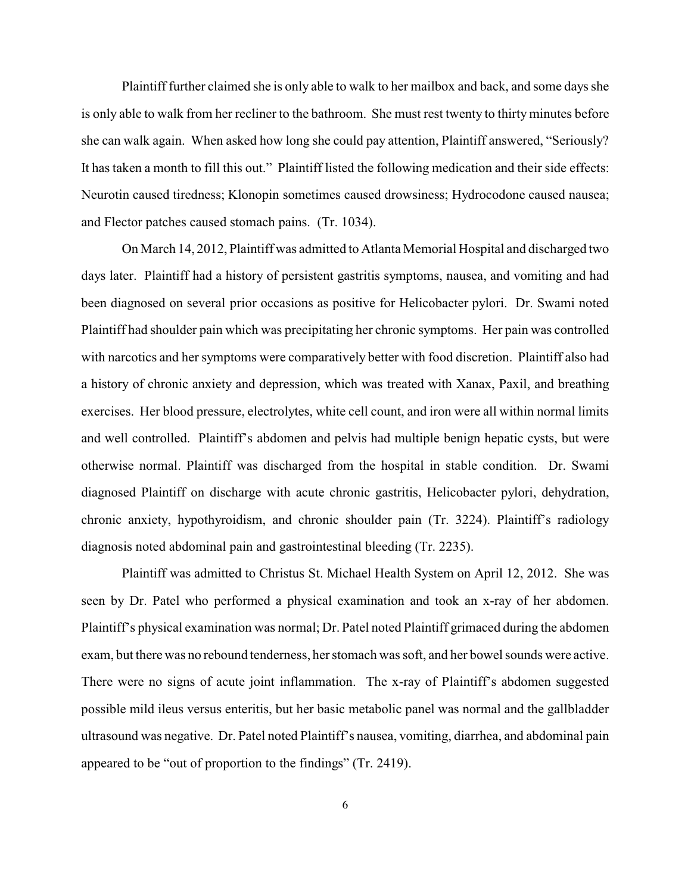Plaintiff further claimed she is only able to walk to her mailbox and back, and some days she is only able to walk from her recliner to the bathroom. She must rest twenty to thirty minutes before she can walk again. When asked how long she could pay attention, Plaintiff answered, "Seriously? It has taken a month to fill this out." Plaintiff listed the following medication and their side effects: Neurotin caused tiredness; Klonopin sometimes caused drowsiness; Hydrocodone caused nausea; and Flector patches caused stomach pains. (Tr. 1034).

On March 14, 2012, Plaintiff was admitted to Atlanta Memorial Hospital and discharged two days later. Plaintiff had a history of persistent gastritis symptoms, nausea, and vomiting and had been diagnosed on several prior occasions as positive for Helicobacter pylori. Dr. Swami noted Plaintiff had shoulder pain which was precipitating her chronic symptoms. Her pain was controlled with narcotics and her symptoms were comparatively better with food discretion. Plaintiff also had a history of chronic anxiety and depression, which was treated with Xanax, Paxil, and breathing exercises. Her blood pressure, electrolytes, white cell count, and iron were all within normal limits and well controlled. Plaintiff's abdomen and pelvis had multiple benign hepatic cysts, but were otherwise normal. Plaintiff was discharged from the hospital in stable condition. Dr. Swami diagnosed Plaintiff on discharge with acute chronic gastritis, Helicobacter pylori, dehydration, chronic anxiety, hypothyroidism, and chronic shoulder pain (Tr. 3224). Plaintiff's radiology diagnosis noted abdominal pain and gastrointestinal bleeding (Tr. 2235).

Plaintiff was admitted to Christus St. Michael Health System on April 12, 2012. She was seen by Dr. Patel who performed a physical examination and took an x-ray of her abdomen. Plaintiff's physical examination was normal; Dr. Patel noted Plaintiff grimaced during the abdomen exam, but there was no rebound tenderness, her stomach was soft, and her bowel sounds were active. There were no signs of acute joint inflammation. The x-ray of Plaintiff's abdomen suggested possible mild ileus versus enteritis, but her basic metabolic panel was normal and the gallbladder ultrasound was negative. Dr. Patel noted Plaintiff's nausea, vomiting, diarrhea, and abdominal pain appeared to be "out of proportion to the findings" (Tr. 2419).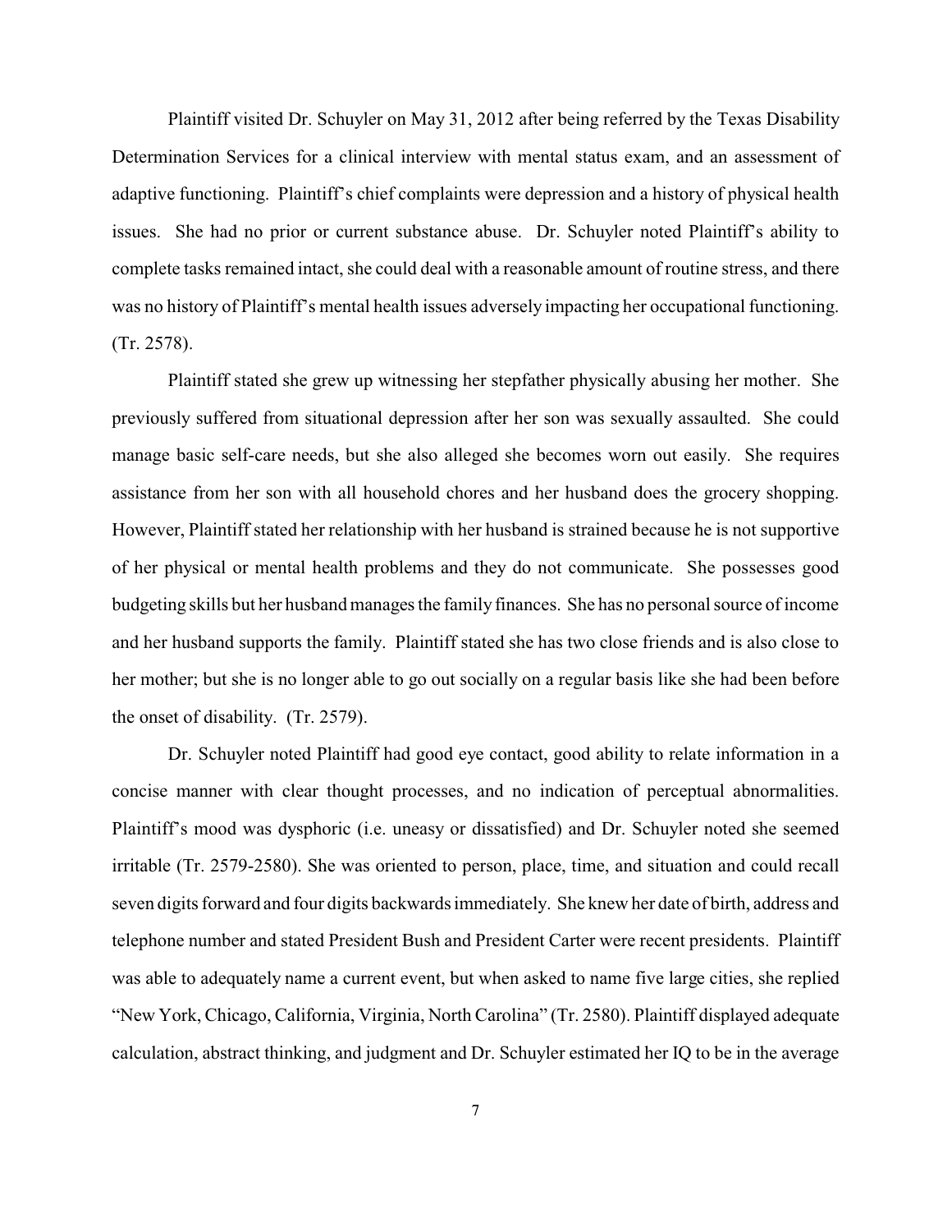Plaintiff visited Dr. Schuyler on May 31, 2012 after being referred by the Texas Disability Determination Services for a clinical interview with mental status exam, and an assessment of adaptive functioning. Plaintiff's chief complaints were depression and a history of physical health issues. She had no prior or current substance abuse. Dr. Schuyler noted Plaintiff's ability to complete tasks remained intact, she could deal with a reasonable amount of routine stress, and there was no history of Plaintiff's mental health issues adversely impacting her occupational functioning. (Tr. 2578).

Plaintiff stated she grew up witnessing her stepfather physically abusing her mother. She previously suffered from situational depression after her son was sexually assaulted. She could manage basic self-care needs, but she also alleged she becomes worn out easily. She requires assistance from her son with all household chores and her husband does the grocery shopping. However, Plaintiff stated her relationship with her husband is strained because he is not supportive of her physical or mental health problems and they do not communicate. She possesses good budgeting skills but her husband manages the family finances. She has no personal source of income and her husband supports the family. Plaintiff stated she has two close friends and is also close to her mother; but she is no longer able to go out socially on a regular basis like she had been before the onset of disability. (Tr. 2579).

Dr. Schuyler noted Plaintiff had good eye contact, good ability to relate information in a concise manner with clear thought processes, and no indication of perceptual abnormalities. Plaintiff's mood was dysphoric (i.e. uneasy or dissatisfied) and Dr. Schuyler noted she seemed irritable (Tr. 2579-2580). She was oriented to person, place, time, and situation and could recall seven digits forward and four digits backwards immediately. She knew her date of birth, address and telephone number and stated President Bush and President Carter were recent presidents. Plaintiff was able to adequately name a current event, but when asked to name five large cities, she replied "New York, Chicago, California, Virginia, North Carolina" (Tr. 2580). Plaintiff displayed adequate calculation, abstract thinking, and judgment and Dr. Schuyler estimated her IQ to be in the average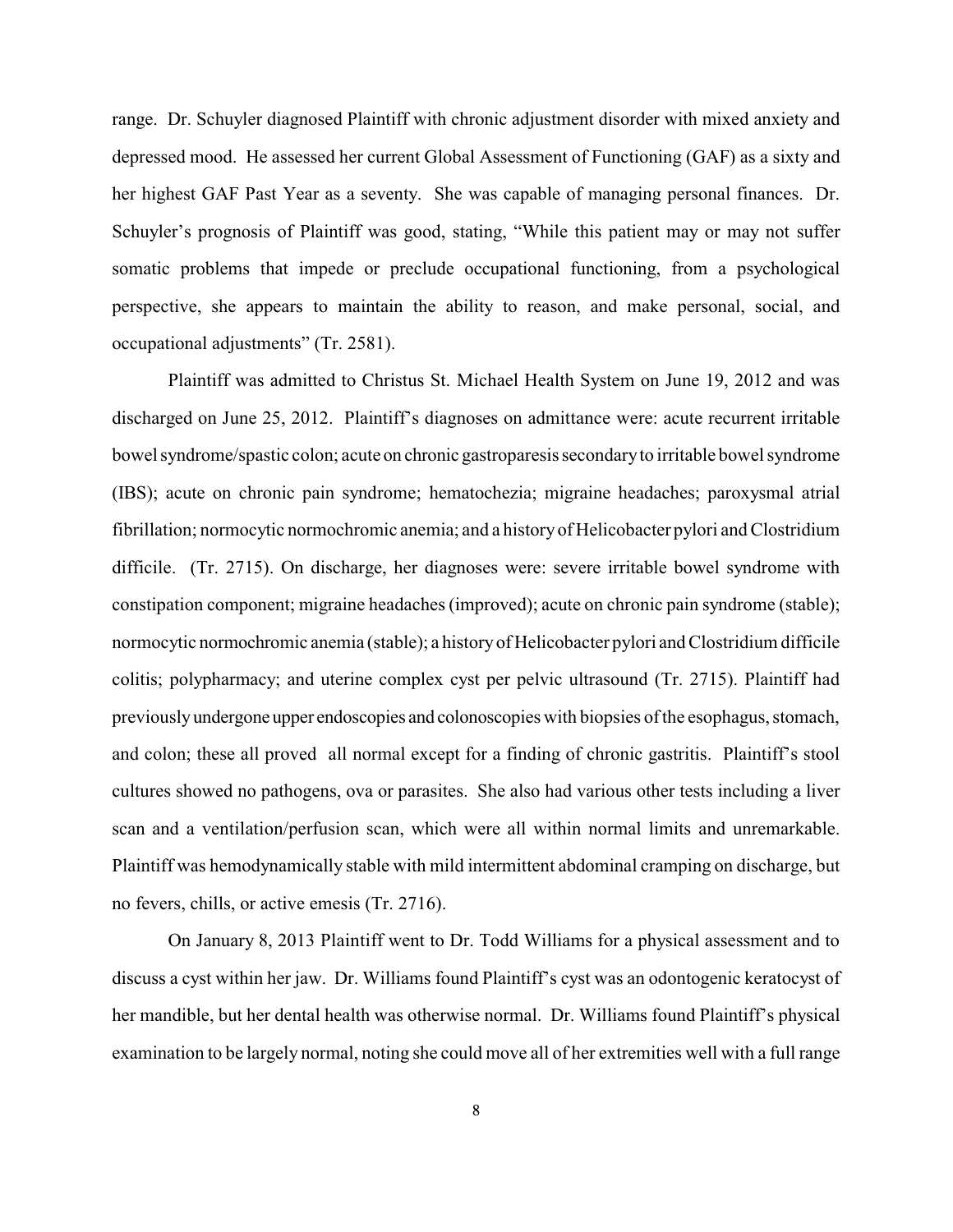range. Dr. Schuyler diagnosed Plaintiff with chronic adjustment disorder with mixed anxiety and depressed mood. He assessed her current Global Assessment of Functioning (GAF) as a sixty and her highest GAF Past Year as a seventy. She was capable of managing personal finances. Dr. Schuyler's prognosis of Plaintiff was good, stating, "While this patient may or may not suffer somatic problems that impede or preclude occupational functioning, from a psychological perspective, she appears to maintain the ability to reason, and make personal, social, and occupational adjustments" (Tr. 2581).

Plaintiff was admitted to Christus St. Michael Health System on June 19, 2012 and was discharged on June 25, 2012. Plaintiff's diagnoses on admittance were: acute recurrent irritable bowel syndrome/spastic colon; acute on chronic gastroparesis secondary to irritable bowel syndrome (IBS); acute on chronic pain syndrome; hematochezia; migraine headaches; paroxysmal atrial fibrillation; normocytic normochromic anemia; and a history of Helicobacter pylori and Clostridium difficile. (Tr. 2715). On discharge, her diagnoses were: severe irritable bowel syndrome with constipation component; migraine headaches (improved); acute on chronic pain syndrome (stable); normocytic normochromic anemia (stable); a history of Helicobacter pylori and Clostridium difficile colitis; polypharmacy; and uterine complex cyst per pelvic ultrasound (Tr. 2715). Plaintiff had previously undergone upper endoscopies and colonoscopies with biopsies of the esophagus, stomach, and colon; these all proved all normal except for a finding of chronic gastritis. Plaintiff's stool cultures showed no pathogens, ova or parasites. She also had various other tests including a liver scan and a ventilation/perfusion scan, which were all within normal limits and unremarkable. Plaintiff was hemodynamically stable with mild intermittent abdominal cramping on discharge, but no fevers, chills, or active emesis (Tr. 2716).

On January 8, 2013 Plaintiff went to Dr. Todd Williams for a physical assessment and to discuss a cyst within her jaw. Dr. Williams found Plaintiff's cyst was an odontogenic keratocyst of her mandible, but her dental health was otherwise normal. Dr. Williams found Plaintiff's physical examination to be largely normal, noting she could move all of her extremities well with a full range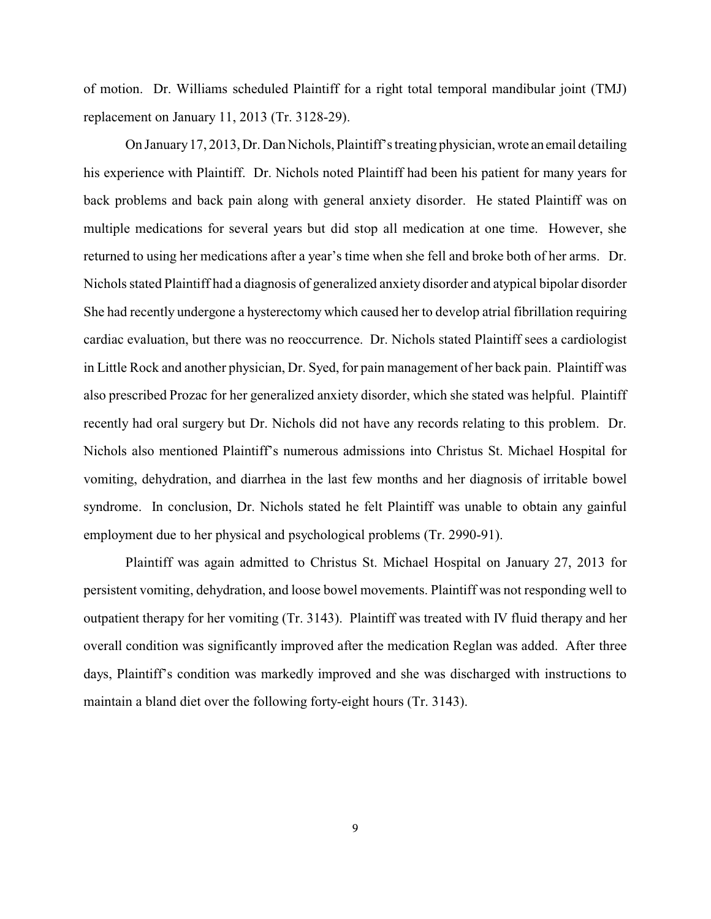of motion. Dr. Williams scheduled Plaintiff for a right total temporal mandibular joint (TMJ) replacement on January 11, 2013 (Tr. 3128-29).

On January 17, 2013, Dr. Dan Nichols, Plaintiff's treating physician, wrote an email detailing his experience with Plaintiff. Dr. Nichols noted Plaintiff had been his patient for many years for back problems and back pain along with general anxiety disorder. He stated Plaintiff was on multiple medications for several years but did stop all medication at one time. However, she returned to using her medications after a year's time when she fell and broke both of her arms. Dr. Nichols stated Plaintiff had a diagnosis of generalized anxiety disorder and atypical bipolar disorder She had recently undergone a hysterectomy which caused her to develop atrial fibrillation requiring cardiac evaluation, but there was no reoccurrence. Dr. Nichols stated Plaintiff sees a cardiologist in Little Rock and another physician, Dr. Syed, for pain management of her back pain. Plaintiff was also prescribed Prozac for her generalized anxiety disorder, which she stated was helpful. Plaintiff recently had oral surgery but Dr. Nichols did not have any records relating to this problem. Dr. Nichols also mentioned Plaintiff's numerous admissions into Christus St. Michael Hospital for vomiting, dehydration, and diarrhea in the last few months and her diagnosis of irritable bowel syndrome. In conclusion, Dr. Nichols stated he felt Plaintiff was unable to obtain any gainful employment due to her physical and psychological problems (Tr. 2990-91).

Plaintiff was again admitted to Christus St. Michael Hospital on January 27, 2013 for persistent vomiting, dehydration, and loose bowel movements. Plaintiff was not responding well to outpatient therapy for her vomiting (Tr. 3143). Plaintiff was treated with IV fluid therapy and her overall condition was significantly improved after the medication Reglan was added. After three days, Plaintiff's condition was markedly improved and she was discharged with instructions to maintain a bland diet over the following forty-eight hours (Tr. 3143).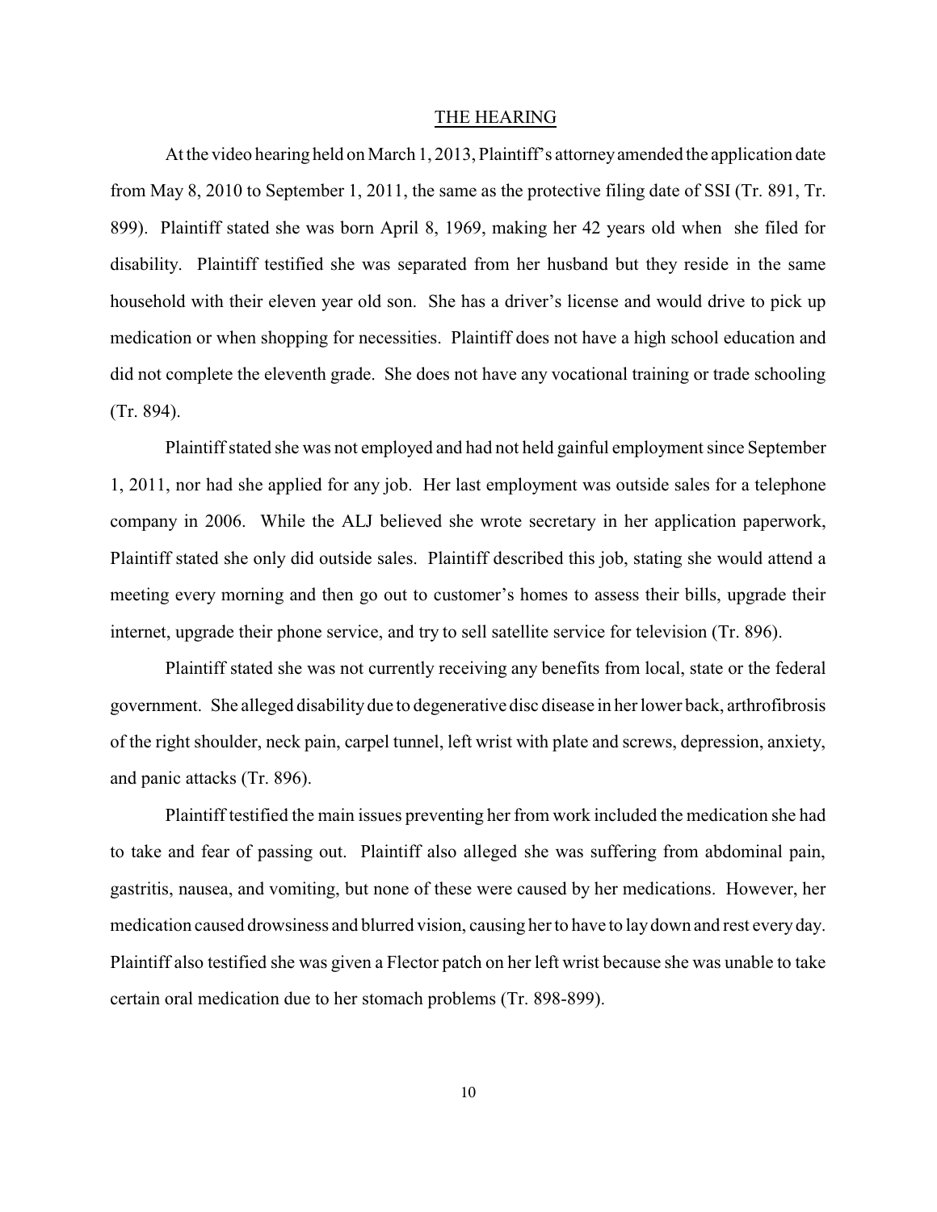## THE HEARING

At the video hearing held on March 1, 2013, Plaintiff's attorney amended the application date from May 8, 2010 to September 1, 2011, the same as the protective filing date of SSI (Tr. 891, Tr. 899). Plaintiff stated she was born April 8, 1969, making her 42 years old when she filed for disability. Plaintiff testified she was separated from her husband but they reside in the same household with their eleven year old son. She has a driver's license and would drive to pick up medication or when shopping for necessities. Plaintiff does not have a high school education and did not complete the eleventh grade. She does not have any vocational training or trade schooling (Tr. 894).

Plaintiff stated she was not employed and had not held gainful employment since September 1, 2011, nor had she applied for any job. Her last employment was outside sales for a telephone company in 2006. While the ALJ believed she wrote secretary in her application paperwork, Plaintiff stated she only did outside sales. Plaintiff described this job, stating she would attend a meeting every morning and then go out to customer's homes to assess their bills, upgrade their internet, upgrade their phone service, and try to sell satellite service for television (Tr. 896).

Plaintiff stated she was not currently receiving any benefits from local, state or the federal government. She alleged disability due to degenerative disc disease in her lower back, arthrofibrosis of the right shoulder, neck pain, carpel tunnel, left wrist with plate and screws, depression, anxiety, and panic attacks (Tr. 896).

Plaintiff testified the main issues preventing her from work included the medication she had to take and fear of passing out. Plaintiff also alleged she was suffering from abdominal pain, gastritis, nausea, and vomiting, but none of these were caused by her medications. However, her medication caused drowsiness and blurred vision, causing her to have to lay down and rest every day. Plaintiff also testified she was given a Flector patch on her left wrist because she was unable to take certain oral medication due to her stomach problems (Tr. 898-899).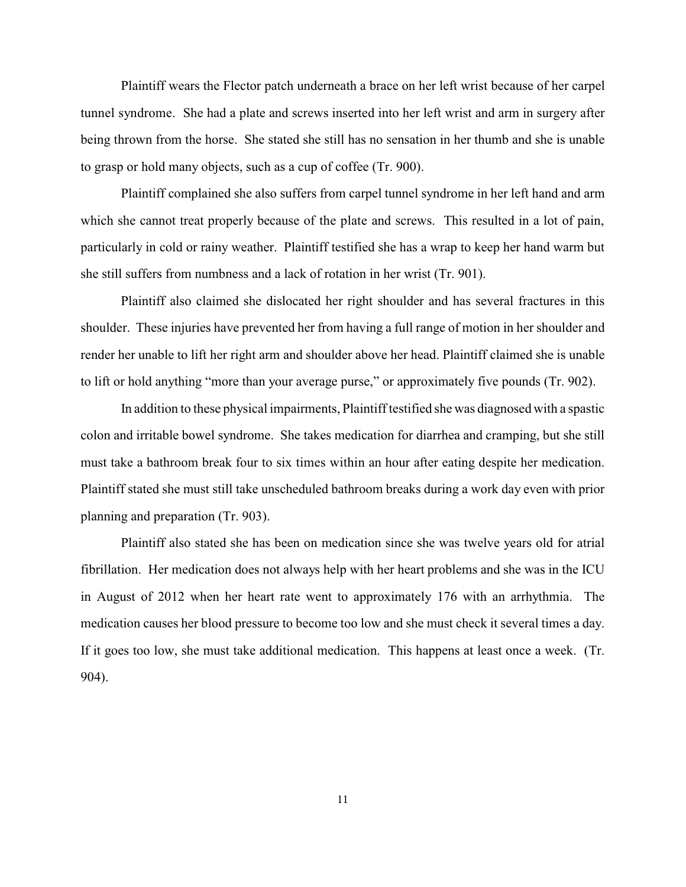Plaintiff wears the Flector patch underneath a brace on her left wrist because of her carpel tunnel syndrome. She had a plate and screws inserted into her left wrist and arm in surgery after being thrown from the horse. She stated she still has no sensation in her thumb and she is unable to grasp or hold many objects, such as a cup of coffee (Tr. 900).

Plaintiff complained she also suffers from carpel tunnel syndrome in her left hand and arm which she cannot treat properly because of the plate and screws. This resulted in a lot of pain, particularly in cold or rainy weather. Plaintiff testified she has a wrap to keep her hand warm but she still suffers from numbness and a lack of rotation in her wrist (Tr. 901).

Plaintiff also claimed she dislocated her right shoulder and has several fractures in this shoulder. These injuries have prevented her from having a full range of motion in her shoulder and render her unable to lift her right arm and shoulder above her head. Plaintiff claimed she is unable to lift or hold anything "more than your average purse," or approximately five pounds (Tr. 902).

In addition to these physical impairments, Plaintiff testified she was diagnosed with a spastic colon and irritable bowel syndrome. She takes medication for diarrhea and cramping, but she still must take a bathroom break four to six times within an hour after eating despite her medication. Plaintiff stated she must still take unscheduled bathroom breaks during a work day even with prior planning and preparation (Tr. 903).

Plaintiff also stated she has been on medication since she was twelve years old for atrial fibrillation. Her medication does not always help with her heart problems and she was in the ICU in August of 2012 when her heart rate went to approximately 176 with an arrhythmia. The medication causes her blood pressure to become too low and she must check it several times a day. If it goes too low, she must take additional medication. This happens at least once a week. (Tr. 904).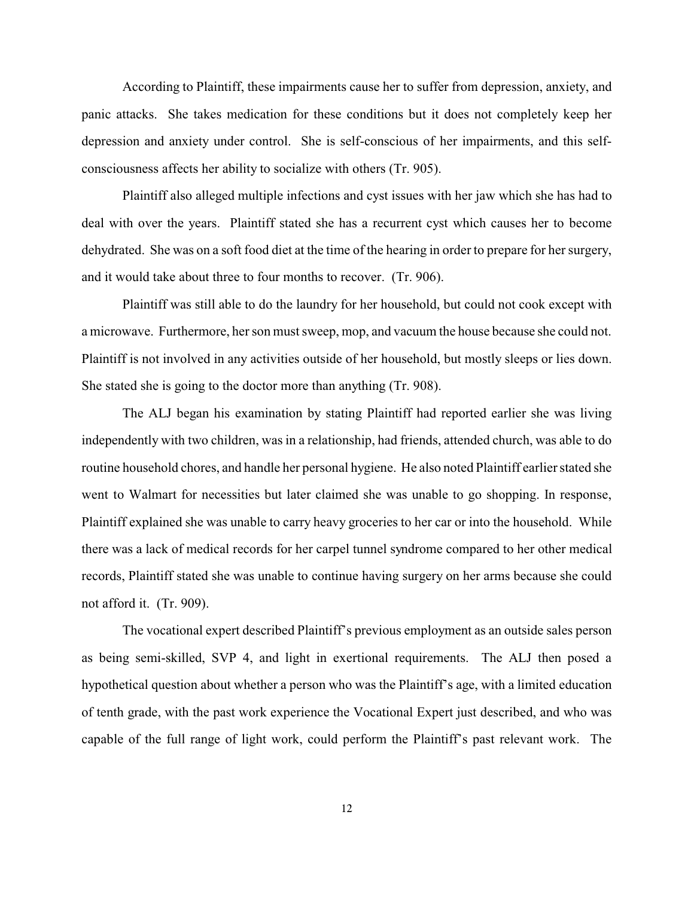According to Plaintiff, these impairments cause her to suffer from depression, anxiety, and panic attacks. She takes medication for these conditions but it does not completely keep her depression and anxiety under control. She is self-conscious of her impairments, and this self-consciousness affects her ability to socialize with others (Tr. 905).

Plaintiff also alleged multiple infections and cyst issues with her jaw which she has had to deal with over the years. Plaintiff stated she has a recurrent cyst which causes her to become dehydrated. She was on a soft food diet at the time of the hearing in order to prepare for her surgery, and it would take about three to four months to recover. (Tr. 906).

Plaintiff was still able to do the laundry for her household, but could not cook except with a microwave. Furthermore, her son must sweep, mop, and vacuum the house because she could not. Plaintiff is not involved in any activities outside of her household, but mostly sleeps or lies down. She stated she is going to the doctor more than anything (Tr. 908).

The ALJ began his examination by stating Plaintiff had reported earlier she was living independently with two children, was in a relationship, had friends, attended church, was able to do routine household chores, and handle her personal hygiene. He also noted Plaintiff earlier stated she went to Walmart for necessities but later claimed she was unable to go shopping. In response, Plaintiff explained she was unable to carry heavy groceries to her car or into the household. While there was a lack of medical records for her carpel tunnel syndrome compared to her other medical records, Plaintiff stated she was unable to continue having surgery on her arms because she could not afford it. (Tr. 909).

The vocational expert described Plaintiff's previous employment as an outside sales person as being semi-skilled, SVP 4, and light in exertional requirements. The ALJ then posed a hypothetical question about whether a person who was the Plaintiff's age, with a limited education of tenth grade, with the past work experience the Vocational Expert just described, and who was capable of the full range of light work, could perform the Plaintiff's past relevant work. The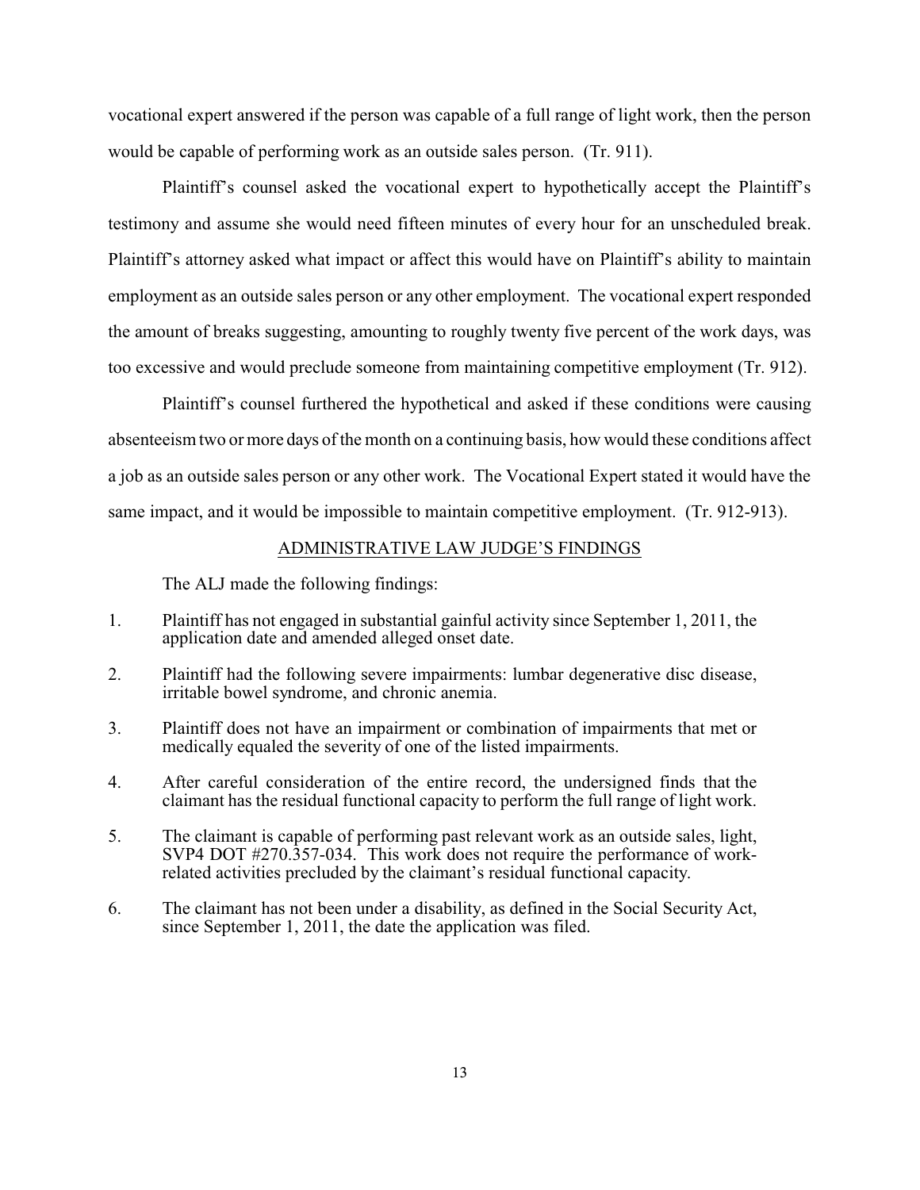vocational expert answered if the person was capable of a full range of light work, then the person would be capable of performing work as an outside sales person. (Tr. 911).

Plaintiff's counsel asked the vocational expert to hypothetically accept the Plaintiff's testimony and assume she would need fifteen minutes of every hour for an unscheduled break. Plaintiff's attorney asked what impact or affect this would have on Plaintiff's ability to maintain employment as an outside sales person or any other employment. The vocational expert responded the amount of breaks suggesting, amounting to roughly twenty five percent of the work days, was too excessive and would preclude someone from maintaining competitive employment (Tr. 912).

Plaintiff's counsel furthered the hypothetical and asked if these conditions were causing absenteeism two or more days of the month on a continuing basis, how would these conditions affect a job as an outside sales person or any other work. The Vocational Expert stated it would have the same impact, and it would be impossible to maintain competitive employment. (Tr. 912-913).

## ADMINISTRATIVE LAW JUDGE'S FINDINGS

The ALJ made the following findings:

1. Plaintiff has not engaged in substantial gainful activity since September 1, 2011, the application date and amended alleged onset date.

2. Plaintiff had the following severe impairments: lumbar degenerative disc disease, irritable bowel syndrome, and chronic anemia.

3. Plaintiff does not have an impairment or combination of impairments that met or medically equaled the severity of one of the listed impairments.

4. After careful consideration of the entire record, the undersigned finds that the claimant has the residual functional capacity to perform the full range of light work.

5. The claimant is capable of performing past relevant work as an outside sales, light, SVP4 DOT #270.357-034. This work does not require the performance of work-related activities precluded by the claimant's residual functional capacity.

6. The claimant has not been under a disability, as defined in the Social Security Act, since September 1, 2011, the date the application was filed.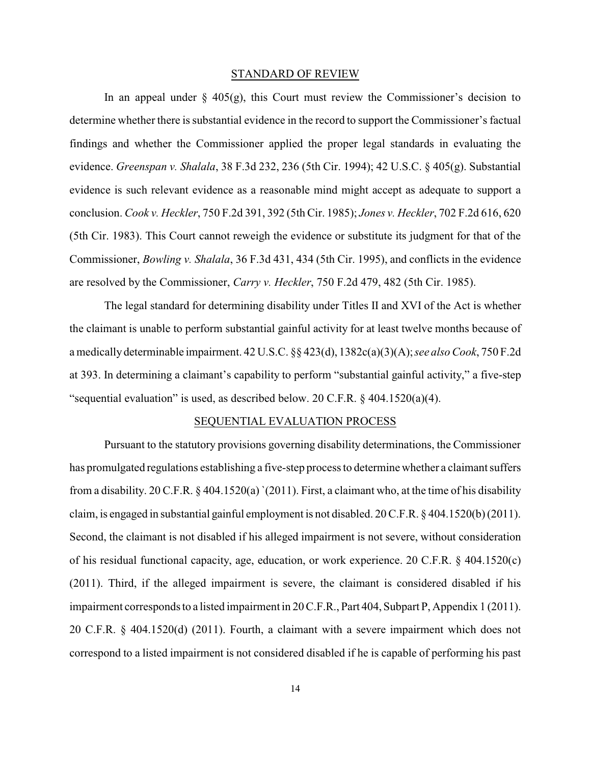## STANDARD OF REVIEW

In an appeal under § 405(g), this Court must review the Commissioner's decision to determine whether there is substantial evidence in the record to support the Commissioner's factual findings and whether the Commissioner applied the proper legal standards in evaluating the evidence. *Greenspan v. Shalala*, 38 F.3d 232, 236 (5th Cir. 1994); 42 U.S.C. § 405(g). Substantial evidence is such relevant evidence as a reasonable mind might accept as adequate to support a conclusion. *Cook v. Heckler*, 750 F.2d 391, 392 (5th Cir. 1985); *Jones v. Heckler*, 702 F.2d 616, 620 (5th Cir. 1983). This Court cannot reweigh the evidence or substitute its judgment for that of the Commissioner, *Bowling v. Shalala*, 36 F.3d 431, 434 (5th Cir. 1995), and conflicts in the evidence are resolved by the Commissioner, *Carry v. Heckler*, 750 F.2d 479, 482 (5th Cir. 1985).

The legal standard for determining disability under Titles II and XVI of the Act is whether the claimant is unable to perform substantial gainful activity for at least twelve months because of a medically determinable impairment. 42 U.S.C. §§ 423(d), 1382c(a)(3)(A); *see also Cook*, 750 F.2d at 393. In determining a claimant's capability to perform "substantial gainful activity," a five-step "sequential evaluation" is used, as described below. 20 C.F.R. § 404.1520(a)(4).

## SEQUENTIAL EVALUATION PROCESS

Pursuant to the statutory provisions governing disability determinations, the Commissioner has promulgated regulations establishing a five-step process to determine whether a claimant suffers from a disability. 20 C.F.R. § 404.1520(a) `(2011). First, a claimant who, at the time of his disability claim, is engaged in substantial gainful employment is not disabled. 20 C.F.R. § 404.1520(b) (2011). Second, the claimant is not disabled if his alleged impairment is not severe, without consideration of his residual functional capacity, age, education, or work experience. 20 C.F.R. § 404.1520(c) (2011). Third, if the alleged impairment is severe, the claimant is considered disabled if his impairment corresponds to a listed impairment in 20 C.F.R., Part 404, Subpart P, Appendix 1 (2011). 20 C.F.R. § 404.1520(d) (2011). Fourth, a claimant with a severe impairment which does not correspond to a listed impairment is not considered disabled if he is capable of performing his past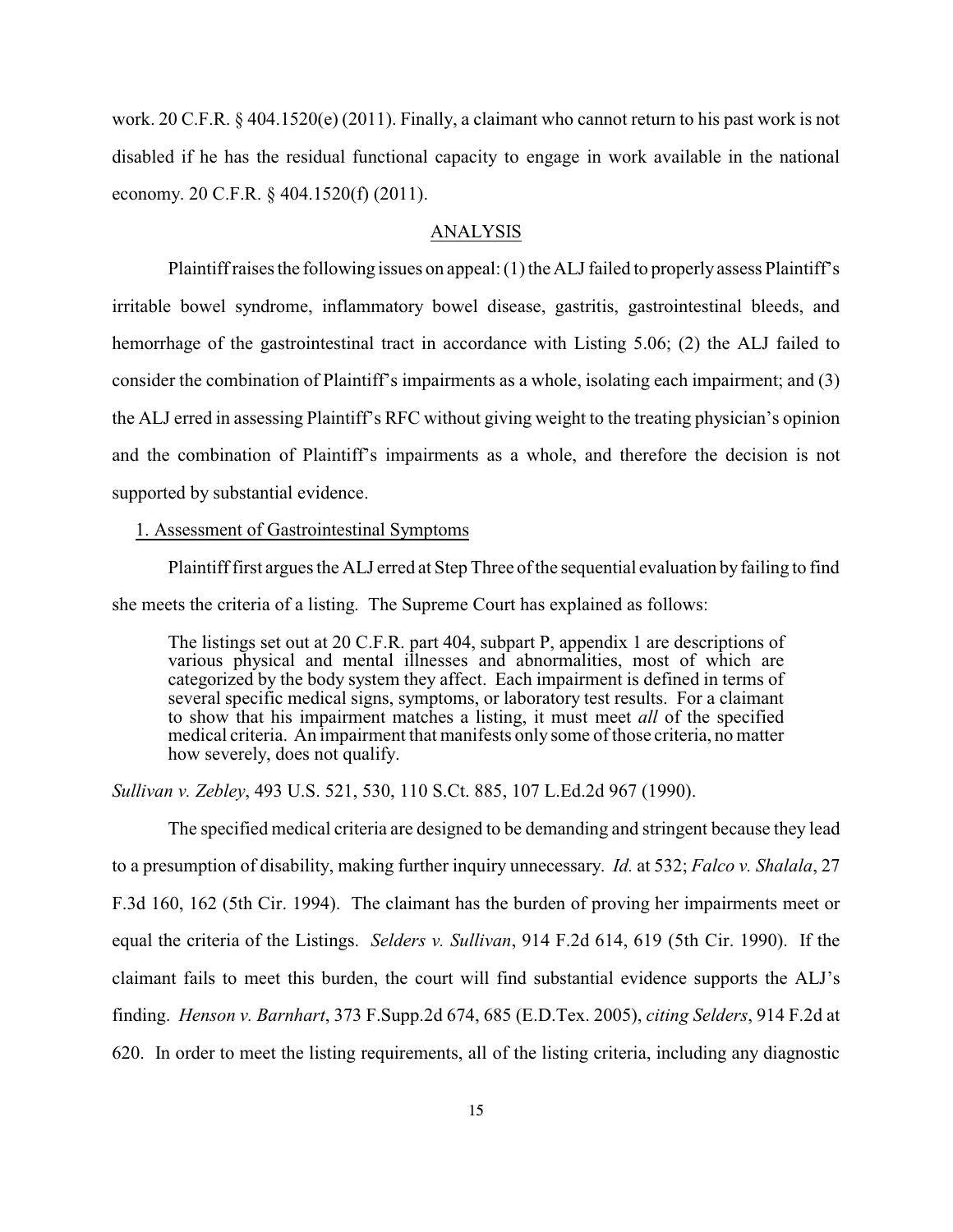work. 20 C.F.R. § 404.1520(e) (2011). Finally, a claimant who cannot return to his past work is not disabled if he has the residual functional capacity to engage in work available in the national economy. 20 C.F.R. § 404.1520(f) (2011).

## ANALYSIS

Plaintiff raises the following issues on appeal: (1) the ALJ failed to properly assess Plaintiff's irritable bowel syndrome, inflammatory bowel disease, gastritis, gastrointestinal bleeds, and hemorrhage of the gastrointestinal tract in accordance with Listing 5.06; (2) the ALJ failed to consider the combination of Plaintiff's impairments as a whole, isolating each impairment; and (3) the ALJ erred in assessing Plaintiff's RFC without giving weight to the treating physician's opinion and the combination of Plaintiff's impairments as a whole, and therefore the decision is not supported by substantial evidence.

### 1. Assessment of Gastrointestinal Symptoms

Plaintiff first argues the ALJ erred at Step Three of the sequential evaluation by failing to find she meets the criteria of a listing. The Supreme Court has explained as follows:

> The listings set out at 20 C.F.R. part 404, subpart P, appendix 1 are descriptions of various physical and mental illnesses and abnormalities, most of which are categorized by the body system they affect. Each impairment is defined in terms of several specific medical signs, symptoms, or laboratory test results. For a claimant to show that his impairment matches a listing, it must meet *all* of the specified medical criteria. An impairment that manifests only some of those criteria, no matter how severely, does not qualify.

*Sullivan v. Zebley*, 493 U.S. 521, 530, 110 S.Ct. 885, 107 L.Ed.2d 967 (1990).

The specified medical criteria are designed to be demanding and stringent because they lead to a presumption of disability, making further inquiry unnecessary. *Id.* at 532; *Falco v. Shalala*, 27 F.3d 160, 162 (5th Cir. 1994). The claimant has the burden of proving her impairments meet or equal the criteria of the Listings. *Selders v. Sullivan*, 914 F.2d 614, 619 (5th Cir. 1990). If the claimant fails to meet this burden, the court will find substantial evidence supports the ALJ's finding. *Henson v. Barnhart*, 373 F.Supp.2d 674, 685 (E.D.Tex. 2005), *citing Selders*, 914 F.2d at 620. In order to meet the listing requirements, all of the listing criteria, including any diagnostic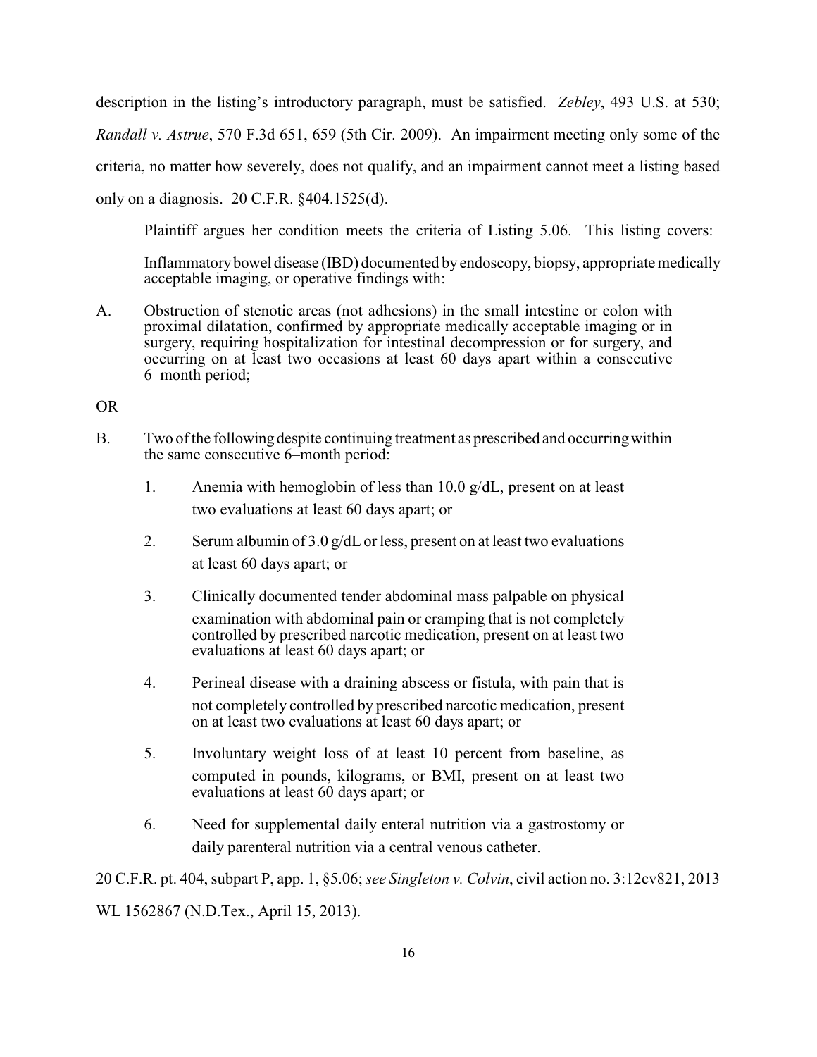description in the listing's introductory paragraph, must be satisfied. *Zebley*, 493 U.S. at 530; *Randall v. Astrue*, 570 F.3d 651, 659 (5th Cir. 2009). An impairment meeting only some of the criteria, no matter how severely, does not qualify, and an impairment cannot meet a listing based only on a diagnosis. 20 C.F.R. §404.1525(d).

Plaintiff argues her condition meets the criteria of Listing 5.06. This listing covers:

> Inflammatory bowel disease (IBD) documented by endoscopy, biopsy, appropriate medically acceptable imaging, or operative findings with:

A. Obstruction of stenotic areas (not adhesions) in the small intestine or colon with proximal dilatation, confirmed by appropriate medically acceptable imaging or in surgery, requiring hospitalization for intestinal decompression or for surgery, and occurring on at least two occasions at least 60 days apart within a consecutive 6–month period;

OR

B. Two of the following despite continuing treatment as prescribed and occurring within the same consecutive 6–month period:

1. Anemia with hemoglobin of less than 10.0 g/dL, present on at least two evaluations at least 60 days apart; or

2. Serum albumin of 3.0 g/dL or less, present on at least two evaluations at least 60 days apart; or

3. Clinically documented tender abdominal mass palpable on physical examination with abdominal pain or cramping that is not completely controlled by prescribed narcotic medication, present on at least two evaluations at least 60 days apart; or

4. Perineal disease with a draining abscess or fistula, with pain that is not completely controlled by prescribed narcotic medication, present on at least two evaluations at least 60 days apart; or

5. Involuntary weight loss of at least 10 percent from baseline, as computed in pounds, kilograms, or BMI, present on at least two evaluations at least 60 days apart; or

6. Need for supplemental daily enteral nutrition via a gastrostomy or daily parenteral nutrition via a central venous catheter.

20 C.F.R. pt. 404, subpart P, app. 1, §5.06; *see Singleton v. Colvin*, civil action no. 3:12cv821, 2013 WL 1562867 (N.D.Tex., April 15, 2013).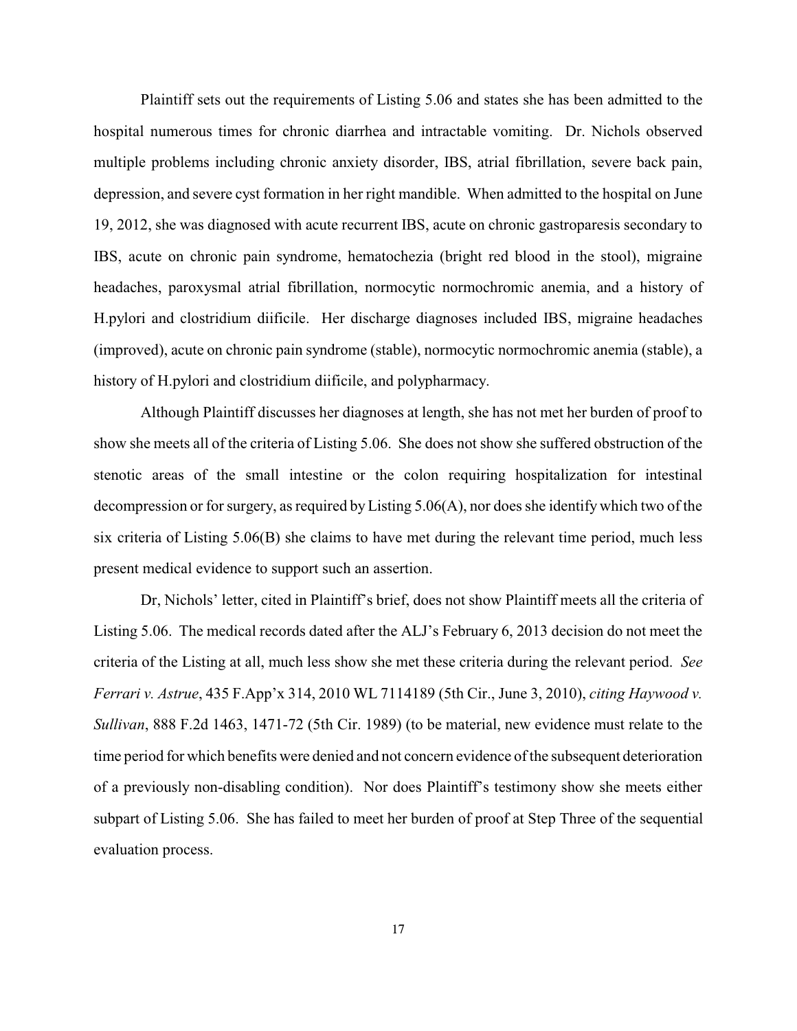Plaintiff sets out the requirements of Listing 5.06 and states she has been admitted to the hospital numerous times for chronic diarrhea and intractable vomiting. Dr. Nichols observed multiple problems including chronic anxiety disorder, IBS, atrial fibrillation, severe back pain, depression, and severe cyst formation in her right mandible. When admitted to the hospital on June 19, 2012, she was diagnosed with acute recurrent IBS, acute on chronic gastroparesis secondary to IBS, acute on chronic pain syndrome, hematochezia (bright red blood in the stool), migraine headaches, paroxysmal atrial fibrillation, normocytic normochromic anemia, and a history of H.pylori and clostridium diificile. Her discharge diagnoses included IBS, migraine headaches (improved), acute on chronic pain syndrome (stable), normocytic normochromic anemia (stable), a history of H.pylori and clostridium diificile, and polypharmacy.

Although Plaintiff discusses her diagnoses at length, she has not met her burden of proof to show she meets all of the criteria of Listing 5.06. She does not show she suffered obstruction of the stenotic areas of the small intestine or the colon requiring hospitalization for intestinal decompression or for surgery, as required by Listing 5.06(A), nor does she identify which two of the six criteria of Listing 5.06(B) she claims to have met during the relevant time period, much less present medical evidence to support such an assertion.

Dr, Nichols' letter, cited in Plaintiff's brief, does not show Plaintiff meets all the criteria of Listing 5.06. The medical records dated after the ALJ's February 6, 2013 decision do not meet the criteria of the Listing at all, much less show she met these criteria during the relevant period. *See Ferrari v. Astrue*, 435 F.App'x 314, 2010 WL 7114189 (5th Cir., June 3, 2010), *citing Haywood v. Sullivan*, 888 F.2d 1463, 1471-72 (5th Cir. 1989) (to be material, new evidence must relate to the time period for which benefits were denied and not concern evidence of the subsequent deterioration of a previously non-disabling condition). Nor does Plaintiff's testimony show she meets either subpart of Listing 5.06. She has failed to meet her burden of proof at Step Three of the sequential evaluation process.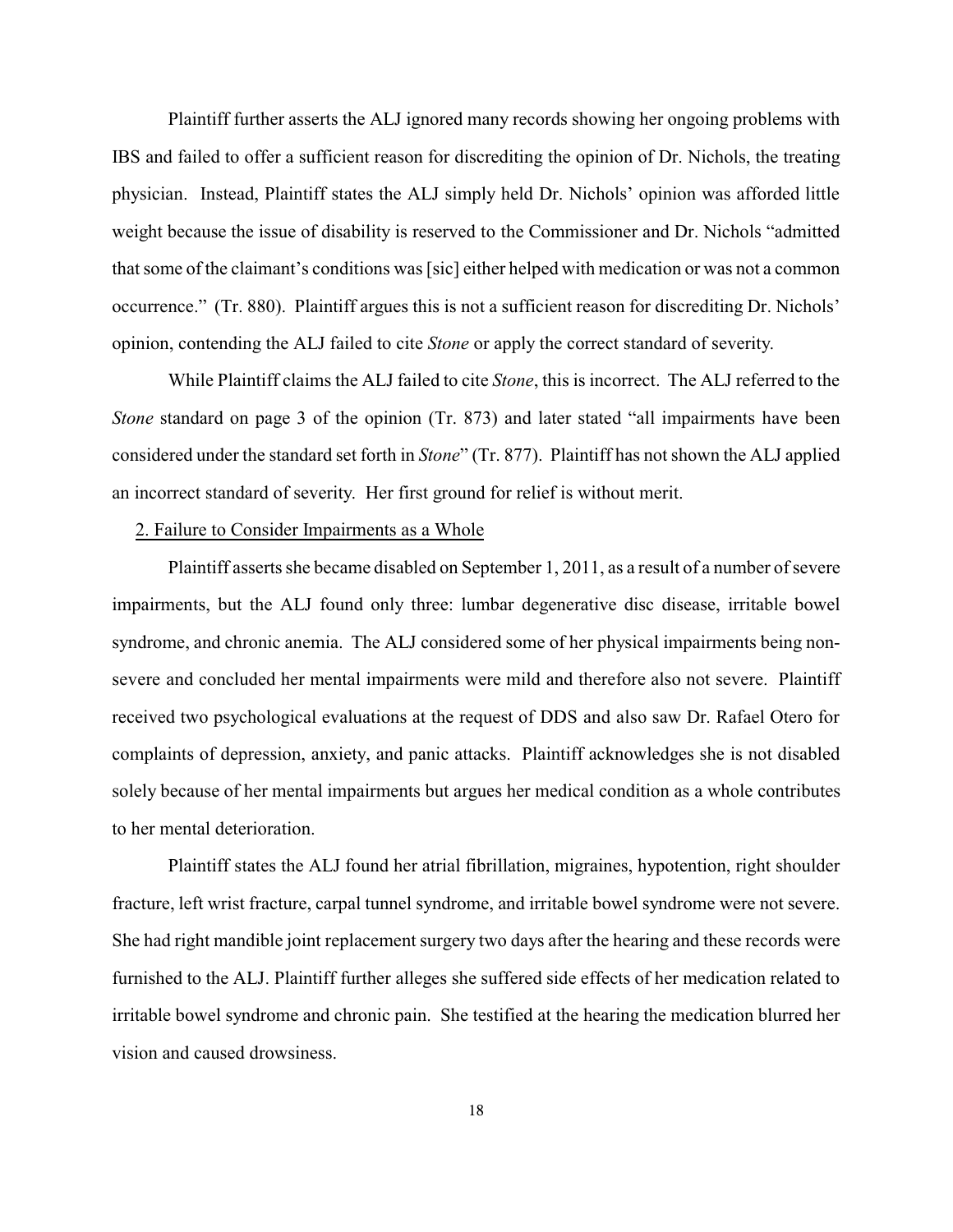Plaintiff further asserts the ALJ ignored many records showing her ongoing problems with IBS and failed to offer a sufficient reason for discrediting the opinion of Dr. Nichols, the treating physician. Instead, Plaintiff states the ALJ simply held Dr. Nichols' opinion was afforded little weight because the issue of disability is reserved to the Commissioner and Dr. Nichols "admitted that some of the claimant's conditions was [sic] either helped with medication or was not a common occurrence." (Tr. 880). Plaintiff argues this is not a sufficient reason for discrediting Dr. Nichols' opinion, contending the ALJ failed to cite *Stone* or apply the correct standard of severity.

While Plaintiff claims the ALJ failed to cite *Stone*, this is incorrect. The ALJ referred to the *Stone* standard on page 3 of the opinion (Tr. 873) and later stated "all impairments have been considered under the standard set forth in *Stone*" (Tr. 877). Plaintiff has not shown the ALJ applied an incorrect standard of severity. Her first ground for relief is without merit.

2. Failure to Consider Impairments as a Whole

Plaintiff asserts she became disabled on September 1, 2011, as a result of a number of severe impairments, but the ALJ found only three: lumbar degenerative disc disease, irritable bowel syndrome, and chronic anemia. The ALJ considered some of her physical impairments being non-severe and concluded her mental impairments were mild and therefore also not severe. Plaintiff received two psychological evaluations at the request of DDS and also saw Dr. Rafael Otero for complaints of depression, anxiety, and panic attacks. Plaintiff acknowledges she is not disabled solely because of her mental impairments but argues her medical condition as a whole contributes to her mental deterioration.

Plaintiff states the ALJ found her atrial fibrillation, migraines, hypotention, right shoulder fracture, left wrist fracture, carpal tunnel syndrome, and irritable bowel syndrome were not severe. She had right mandible joint replacement surgery two days after the hearing and these records were furnished to the ALJ. Plaintiff further alleges she suffered side effects of her medication related to irritable bowel syndrome and chronic pain. She testified at the hearing the medication blurred her vision and caused drowsiness.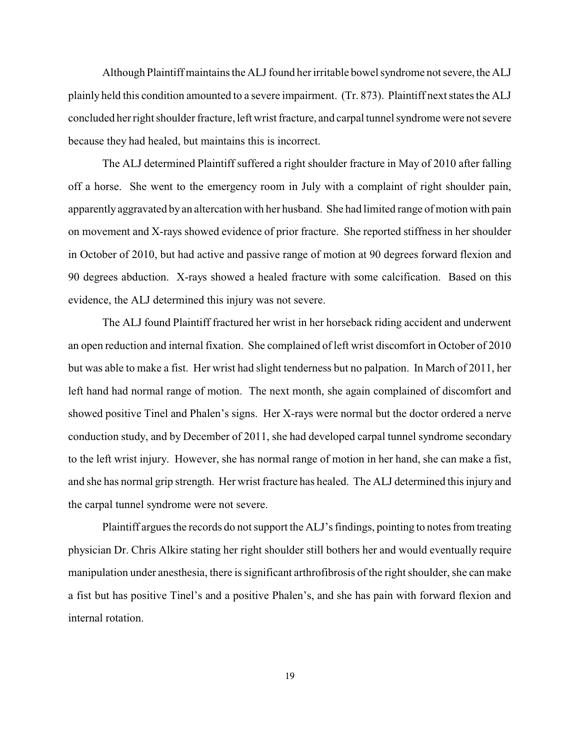Although Plaintiff maintains the ALJ found her irritable bowel syndrome not severe, the ALJ plainly held this condition amounted to a severe impairment. (Tr. 873). Plaintiff next states the ALJ concluded her right shoulder fracture, left wrist fracture, and carpal tunnel syndrome were not severe because they had healed, but maintains this is incorrect.

The ALJ determined Plaintiff suffered a right shoulder fracture in May of 2010 after falling off a horse. She went to the emergency room in July with a complaint of right shoulder pain, apparently aggravated by an altercation with her husband. She had limited range of motion with pain on movement and X-rays showed evidence of prior fracture. She reported stiffness in her shoulder in October of 2010, but had active and passive range of motion at 90 degrees forward flexion and 90 degrees abduction. X-rays showed a healed fracture with some calcification. Based on this evidence, the ALJ determined this injury was not severe.

The ALJ found Plaintiff fractured her wrist in her horseback riding accident and underwent an open reduction and internal fixation. She complained of left wrist discomfort in October of 2010 but was able to make a fist. Her wrist had slight tenderness but no palpation. In March of 2011, her left hand had normal range of motion. The next month, she again complained of discomfort and showed positive Tinel and Phalen's signs. Her X-rays were normal but the doctor ordered a nerve conduction study, and by December of 2011, she had developed carpal tunnel syndrome secondary to the left wrist injury. However, she has normal range of motion in her hand, she can make a fist, and she has normal grip strength. Her wrist fracture has healed. The ALJ determined this injury and the carpal tunnel syndrome were not severe.

Plaintiff argues the records do not support the ALJ's findings, pointing to notes from treating physician Dr. Chris Alkire stating her right shoulder still bothers her and would eventually require manipulation under anesthesia, there is significant arthrofibrosis of the right shoulder, she can make a fist but has positive Tinel's and a positive Phalen's, and she has pain with forward flexion and internal rotation.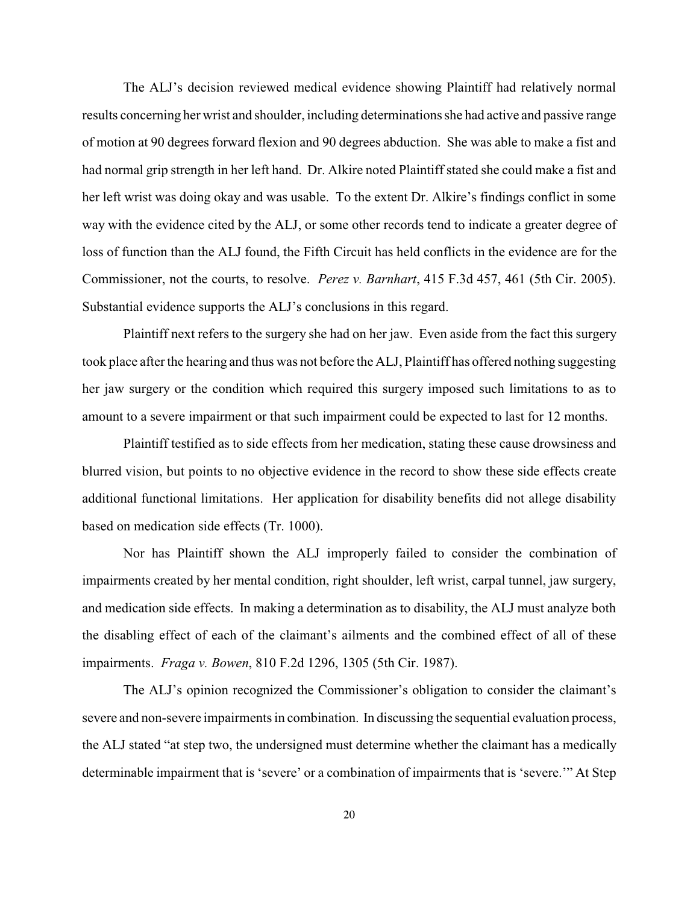The ALJ's decision reviewed medical evidence showing Plaintiff had relatively normal results concerning her wrist and shoulder, including determinations she had active and passive range of motion at 90 degrees forward flexion and 90 degrees abduction. She was able to make a fist and had normal grip strength in her left hand. Dr. Alkire noted Plaintiff stated she could make a fist and her left wrist was doing okay and was usable. To the extent Dr. Alkire's findings conflict in some way with the evidence cited by the ALJ, or some other records tend to indicate a greater degree of loss of function than the ALJ found, the Fifth Circuit has held conflicts in the evidence are for the Commissioner, not the courts, to resolve. *Perez v. Barnhart*, 415 F.3d 457, 461 (5th Cir. 2005). Substantial evidence supports the ALJ's conclusions in this regard.

Plaintiff next refers to the surgery she had on her jaw. Even aside from the fact this surgery took place after the hearing and thus was not before the ALJ, Plaintiff has offered nothing suggesting her jaw surgery or the condition which required this surgery imposed such limitations to as to amount to a severe impairment or that such impairment could be expected to last for 12 months.

Plaintiff testified as to side effects from her medication, stating these cause drowsiness and blurred vision, but points to no objective evidence in the record to show these side effects create additional functional limitations. Her application for disability benefits did not allege disability based on medication side effects (Tr. 1000).

Nor has Plaintiff shown the ALJ improperly failed to consider the combination of impairments created by her mental condition, right shoulder, left wrist, carpal tunnel, jaw surgery, and medication side effects. In making a determination as to disability, the ALJ must analyze both the disabling effect of each of the claimant's ailments and the combined effect of all of these impairments. *Fraga v. Bowen*, 810 F.2d 1296, 1305 (5th Cir. 1987).

The ALJ's opinion recognized the Commissioner's obligation to consider the claimant's severe and non-severe impairments in combination. In discussing the sequential evaluation process, the ALJ stated "at step two, the undersigned must determine whether the claimant has a medically determinable impairment that is 'severe' or a combination of impairments that is 'severe.'" At Step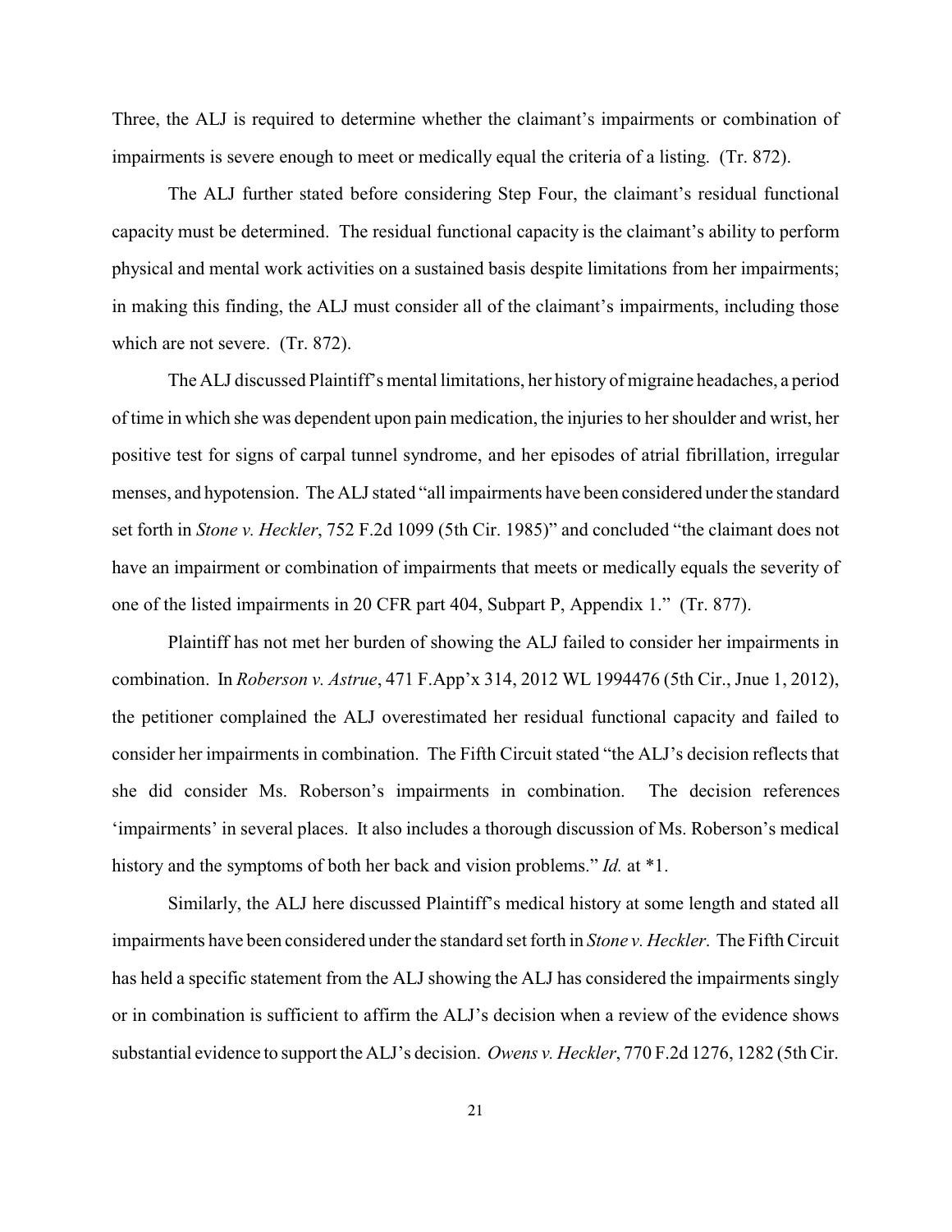Three, the ALJ is required to determine whether the claimant's impairments or combination of impairments is severe enough to meet or medically equal the criteria of a listing. (Tr. 872).

The ALJ further stated before considering Step Four, the claimant's residual functional capacity must be determined. The residual functional capacity is the claimant's ability to perform physical and mental work activities on a sustained basis despite limitations from her impairments; in making this finding, the ALJ must consider all of the claimant's impairments, including those which are not severe. (Tr. 872).

The ALJ discussed Plaintiff's mental limitations, her history of migraine headaches, a period of time in which she was dependent upon pain medication, the injuries to her shoulder and wrist, her positive test for signs of carpal tunnel syndrome, and her episodes of atrial fibrillation, irregular menses, and hypotension. The ALJ stated "all impairments have been considered under the standard set forth in *Stone v. Heckler*, 752 F.2d 1099 (5th Cir. 1985)" and concluded "the claimant does not have an impairment or combination of impairments that meets or medically equals the severity of one of the listed impairments in 20 CFR part 404, Subpart P, Appendix 1." (Tr. 877).

Plaintiff has not met her burden of showing the ALJ failed to consider her impairments in combination. In *Roberson v. Astrue*, 471 F.App'x 314, 2012 WL 1994476 (5th Cir., Jnue 1, 2012), the petitioner complained the ALJ overestimated her residual functional capacity and failed to consider her impairments in combination. The Fifth Circuit stated "the ALJ's decision reflects that she did consider Ms. Roberson's impairments in combination. The decision references 'impairments' in several places. It also includes a thorough discussion of Ms. Roberson's medical history and the symptoms of both her back and vision problems." *Id.* at *1.

Similarly, the ALJ here discussed Plaintiff's medical history at some length and stated all impairments have been considered under the standard set forth in *Stone v. Heckler*. The Fifth Circuit has held a specific statement from the ALJ showing the ALJ has considered the impairments singly or in combination is sufficient to affirm the ALJ's decision when a review of the evidence shows substantial evidence to support the ALJ's decision. *Owens v. Heckler*, 770 F.2d 1276, 1282 (5th Cir.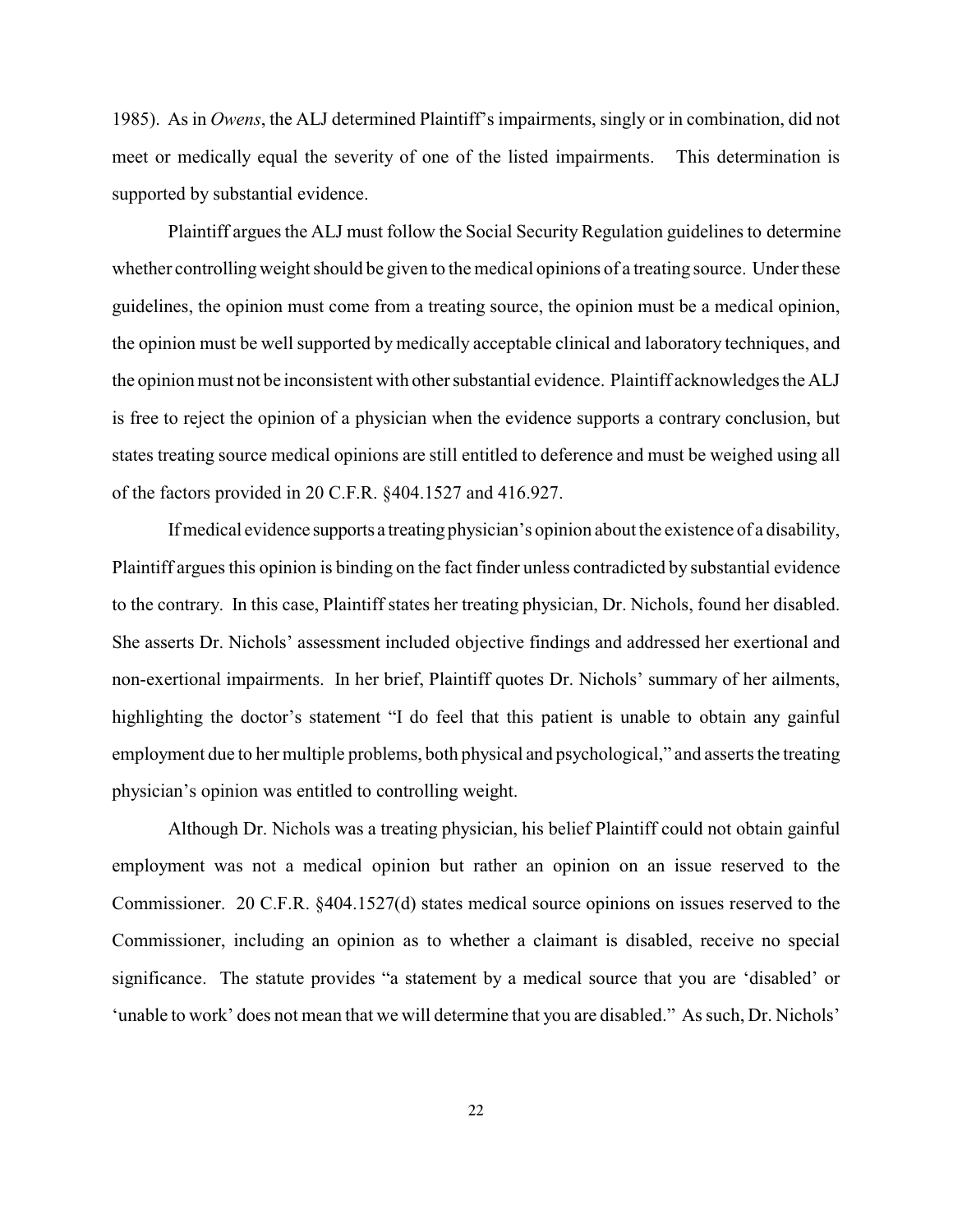1985). As in *Owens*, the ALJ determined Plaintiff's impairments, singly or in combination, did not meet or medically equal the severity of one of the listed impairments. This determination is supported by substantial evidence.

Plaintiff argues the ALJ must follow the Social Security Regulation guidelines to determine whether controlling weight should be given to the medical opinions of a treating source. Under these guidelines, the opinion must come from a treating source, the opinion must be a medical opinion, the opinion must be well supported by medically acceptable clinical and laboratory techniques, and the opinion must not be inconsistent with other substantial evidence. Plaintiff acknowledges the ALJ is free to reject the opinion of a physician when the evidence supports a contrary conclusion, but states treating source medical opinions are still entitled to deference and must be weighed using all of the factors provided in 20 C.F.R. §404.1527 and 416.927.

If medical evidence supports a treating physician's opinion about the existence of a disability, Plaintiff argues this opinion is binding on the fact finder unless contradicted by substantial evidence to the contrary. In this case, Plaintiff states her treating physician, Dr. Nichols, found her disabled. She asserts Dr. Nichols' assessment included objective findings and addressed her exertional and non-exertional impairments. In her brief, Plaintiff quotes Dr. Nichols' summary of her ailments, highlighting the doctor's statement "I do feel that this patient is unable to obtain any gainful employment due to her multiple problems, both physical and psychological," and asserts the treating physician's opinion was entitled to controlling weight.

Although Dr. Nichols was a treating physician, his belief Plaintiff could not obtain gainful employment was not a medical opinion but rather an opinion on an issue reserved to the Commissioner. 20 C.F.R. §404.1527(d) states medical source opinions on issues reserved to the Commissioner, including an opinion as to whether a claimant is disabled, receive no special significance. The statute provides "a statement by a medical source that you are 'disabled' or 'unable to work' does not mean that we will determine that you are disabled." As such, Dr. Nichols'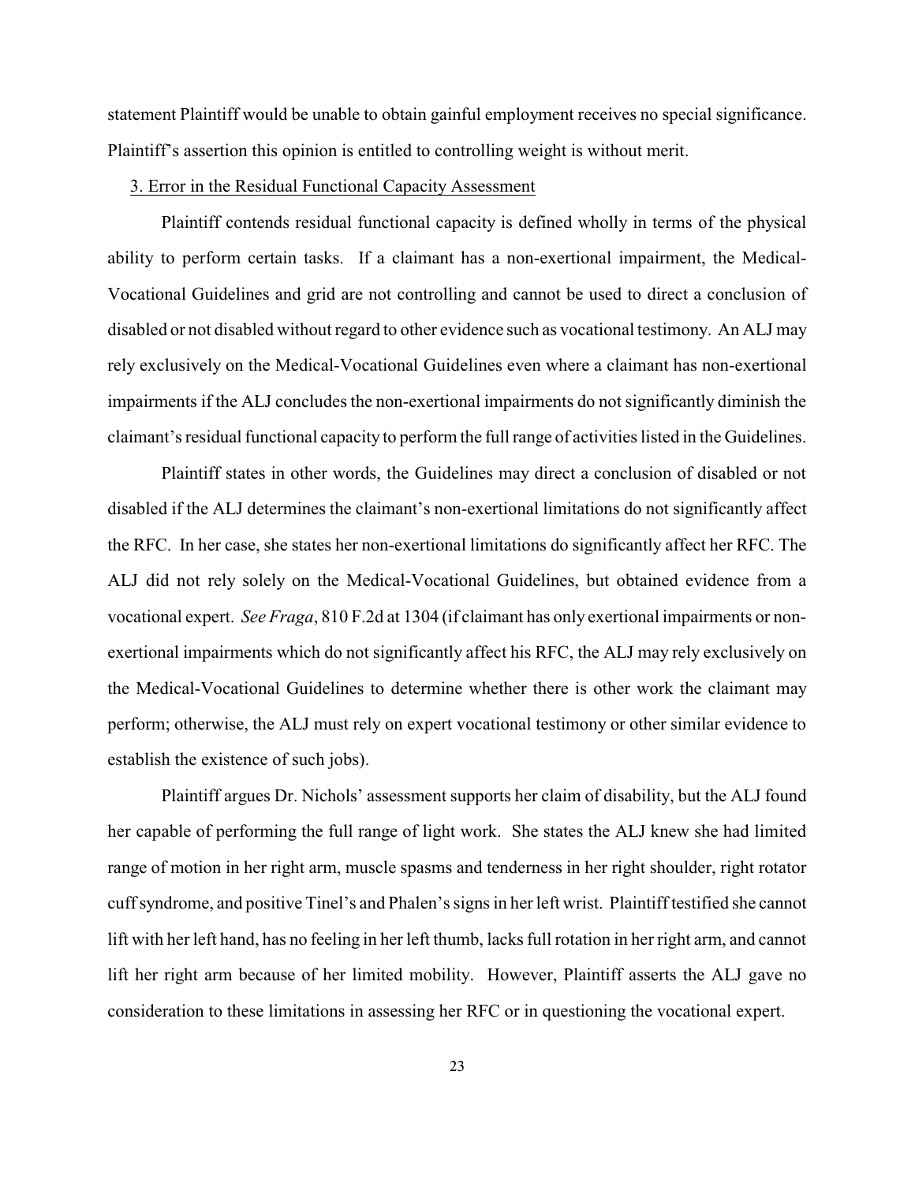statement Plaintiff would be unable to obtain gainful employment receives no special significance. Plaintiff's assertion this opinion is entitled to controlling weight is without merit.

3. Error in the Residual Functional Capacity Assessment

Plaintiff contends residual functional capacity is defined wholly in terms of the physical ability to perform certain tasks. If a claimant has a non-exertional impairment, the Medical-Vocational Guidelines and grid are not controlling and cannot be used to direct a conclusion of disabled or not disabled without regard to other evidence such as vocational testimony. An ALJ may rely exclusively on the Medical-Vocational Guidelines even where a claimant has non-exertional impairments if the ALJ concludes the non-exertional impairments do not significantly diminish the claimant's residual functional capacity to perform the full range of activities listed in the Guidelines.

Plaintiff states in other words, the Guidelines may direct a conclusion of disabled or not disabled if the ALJ determines the claimant's non-exertional limitations do not significantly affect the RFC. In her case, she states her non-exertional limitations do significantly affect her RFC. The ALJ did not rely solely on the Medical-Vocational Guidelines, but obtained evidence from a vocational expert. *See Fraga*, 810 F.2d at 1304 (if claimant has only exertional impairments or non-exertional impairments which do not significantly affect his RFC, the ALJ may rely exclusively on the Medical-Vocational Guidelines to determine whether there is other work the claimant may perform; otherwise, the ALJ must rely on expert vocational testimony or other similar evidence to establish the existence of such jobs).

Plaintiff argues Dr. Nichols' assessment supports her claim of disability, but the ALJ found her capable of performing the full range of light work. She states the ALJ knew she had limited range of motion in her right arm, muscle spasms and tenderness in her right shoulder, right rotator cuff syndrome, and positive Tinel's and Phalen's signs in her left wrist. Plaintiff testified she cannot lift with her left hand, has no feeling in her left thumb, lacks full rotation in her right arm, and cannot lift her right arm because of her limited mobility. However, Plaintiff asserts the ALJ gave no consideration to these limitations in assessing her RFC or in questioning the vocational expert.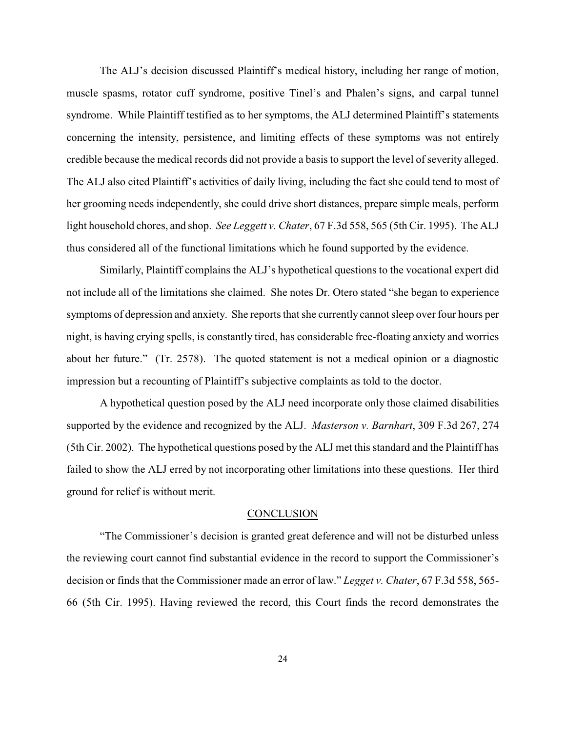The ALJ's decision discussed Plaintiff's medical history, including her range of motion, muscle spasms, rotator cuff syndrome, positive Tinel's and Phalen's signs, and carpal tunnel syndrome. While Plaintiff testified as to her symptoms, the ALJ determined Plaintiff's statements concerning the intensity, persistence, and limiting effects of these symptoms was not entirely credible because the medical records did not provide a basis to support the level of severity alleged. The ALJ also cited Plaintiff's activities of daily living, including the fact she could tend to most of her grooming needs independently, she could drive short distances, prepare simple meals, perform light household chores, and shop. *See Leggett v. Chater*, 67 F.3d 558, 565 (5th Cir. 1995). The ALJ thus considered all of the functional limitations which he found supported by the evidence.

Similarly, Plaintiff complains the ALJ's hypothetical questions to the vocational expert did not include all of the limitations she claimed. She notes Dr. Otero stated "she began to experience symptoms of depression and anxiety. She reports that she currently cannot sleep over four hours per night, is having crying spells, is constantly tired, has considerable free-floating anxiety and worries about her future." (Tr. 2578). The quoted statement is not a medical opinion or a diagnostic impression but a recounting of Plaintiff's subjective complaints as told to the doctor.

A hypothetical question posed by the ALJ need incorporate only those claimed disabilities supported by the evidence and recognized by the ALJ. *Masterson v. Barnhart*, 309 F.3d 267, 274 (5th Cir. 2002). The hypothetical questions posed by the ALJ met this standard and the Plaintiff has failed to show the ALJ erred by not incorporating other limitations into these questions. Her third ground for relief is without merit.

## CONCLUSION

"The Commissioner's decision is granted great deference and will not be disturbed unless the reviewing court cannot find substantial evidence in the record to support the Commissioner's decision or finds that the Commissioner made an error of law." *Legget v. Chater*, 67 F.3d 558, 565-66 (5th Cir. 1995). Having reviewed the record, this Court finds the record demonstrates the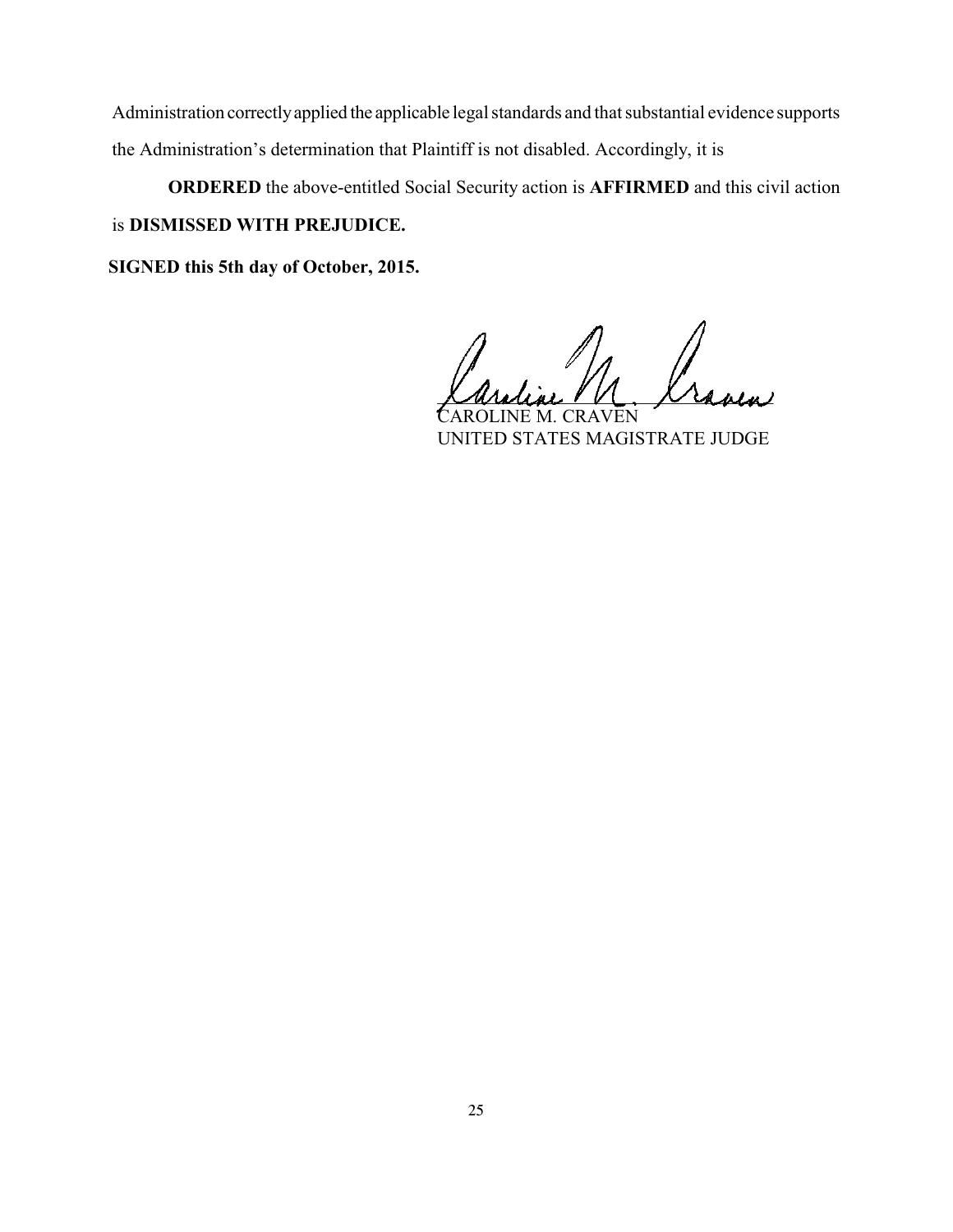Administration correctly applied the applicable legal standards and that substantial evidence supports the Administration's determination that Plaintiff is not disabled. Accordingly, it is

**ORDERED** the above-entitled Social Security action is **AFFIRMED** and this civil action is **DISMISSED WITH PREJUDICE.**

**SIGNED this 5th day of October, 2015.**

CAROLINE M. CRAVEN
UNITED STATES MAGISTRATE JUDGE